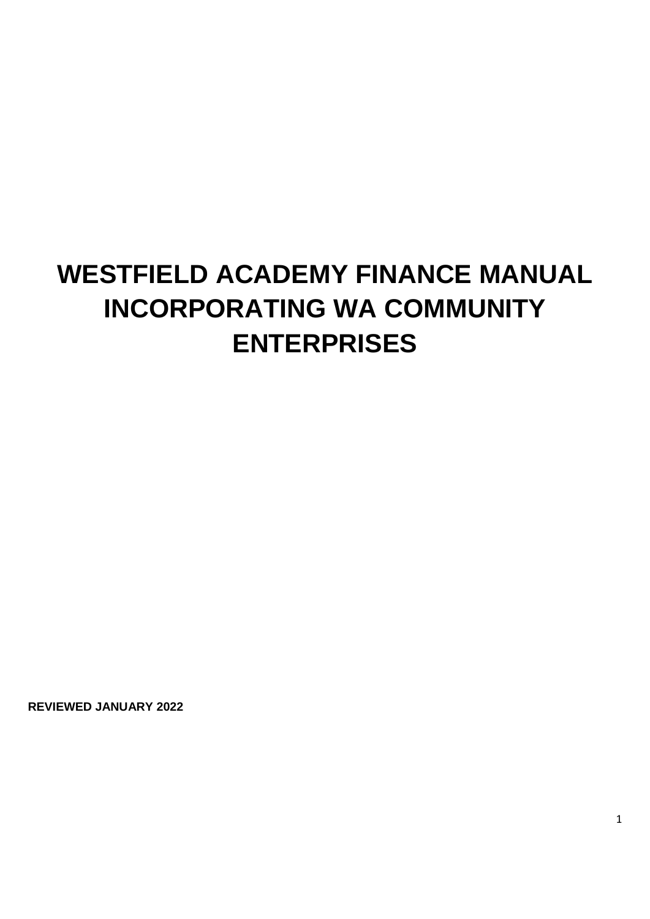# WESTFIELD ACADEMY FINANCE MANUAL INCORPORATING WA COMMUNITY ENTERPRISES

**REVIEWED JANUARY 2022**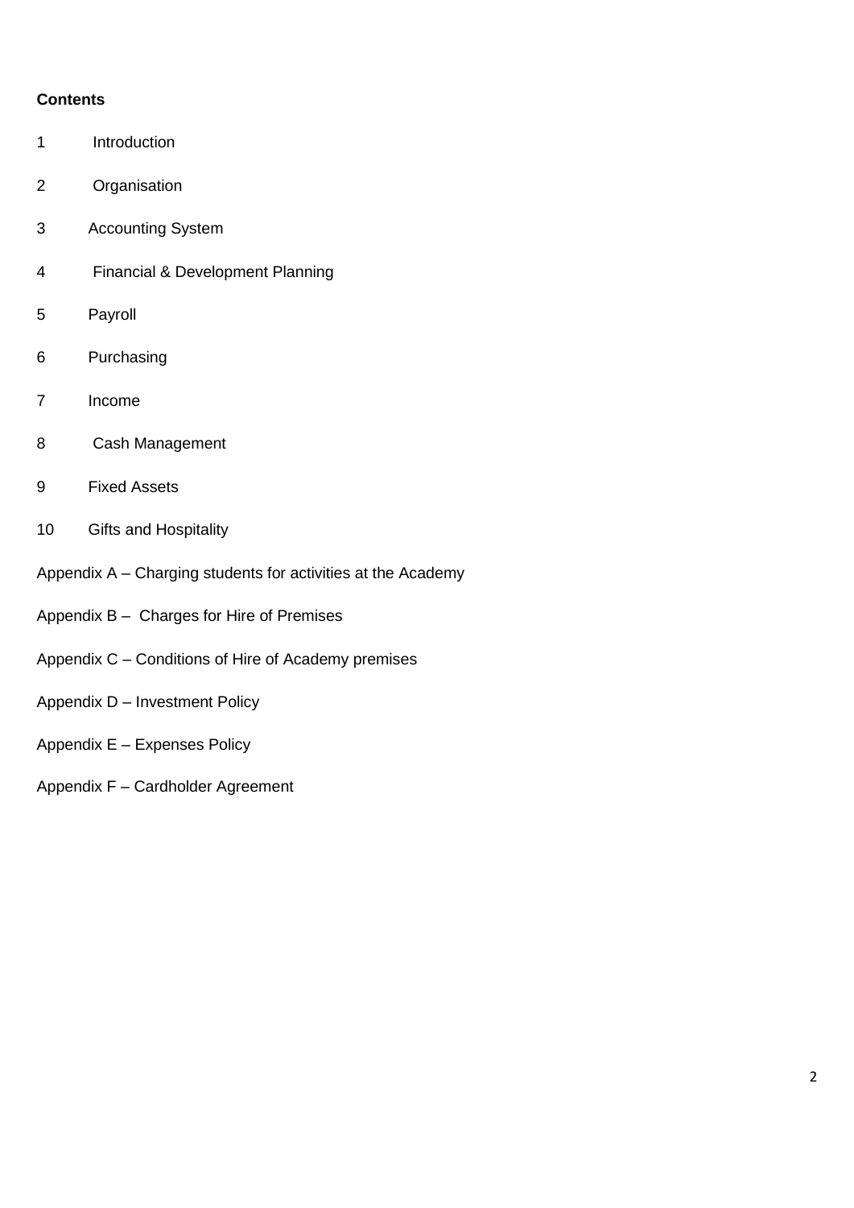**Contents**

1 Introduction

2 Organisation

3 Accounting System

4 Financial & Development Planning

5 Payroll

6 Purchasing

7 Income

8 Cash Management

9 Fixed Assets

10 Gifts and Hospitality

Appendix A – Charging students for activities at the Academy

Appendix B – Charges for Hire of Premises

Appendix C – Conditions of Hire of Academy premises

Appendix D – Investment Policy

Appendix E – Expenses Policy

Appendix F – Cardholder Agreement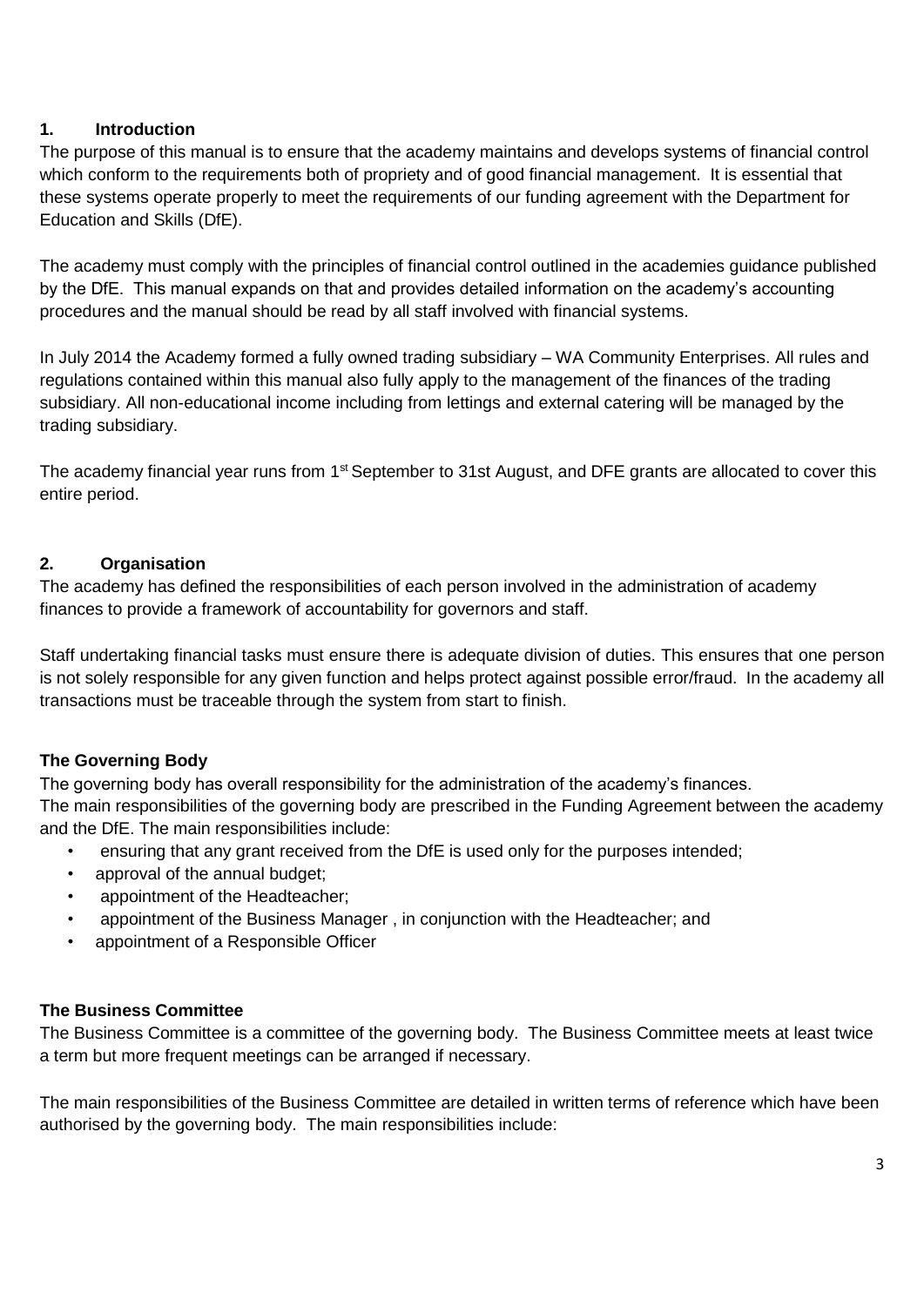## 1. Introduction

The purpose of this manual is to ensure that the academy maintains and develops systems of financial control which conform to the requirements both of propriety and of good financial management. It is essential that these systems operate properly to meet the requirements of our funding agreement with the Department for Education and Skills (DfE).

The academy must comply with the principles of financial control outlined in the academies guidance published by the DfE. This manual expands on that and provides detailed information on the academy's accounting procedures and the manual should be read by all staff involved with financial systems.

In July 2014 the Academy formed a fully owned trading subsidiary – WA Community Enterprises. All rules and regulations contained within this manual also fully apply to the management of the finances of the trading subsidiary. All non-educational income including from lettings and external catering will be managed by the trading subsidiary.

The academy financial year runs from 1st September to 31st August, and DFE grants are allocated to cover this entire period.

## 2. Organisation

The academy has defined the responsibilities of each person involved in the administration of academy finances to provide a framework of accountability for governors and staff.

Staff undertaking financial tasks must ensure there is adequate division of duties. This ensures that one person is not solely responsible for any given function and helps protect against possible error/fraud. In the academy all transactions must be traceable through the system from start to finish.

### The Governing Body

The governing body has overall responsibility for the administration of the academy's finances.
The main responsibilities of the governing body are prescribed in the Funding Agreement between the academy and the DfE. The main responsibilities include:

- ensuring that any grant received from the DfE is used only for the purposes intended;
- approval of the annual budget;
- appointment of the Headteacher;
- appointment of the Business Manager , in conjunction with the Headteacher; and
- appointment of a Responsible Officer

### The Business Committee

The Business Committee is a committee of the governing body. The Business Committee meets at least twice a term but more frequent meetings can be arranged if necessary.

The main responsibilities of the Business Committee are detailed in written terms of reference which have been authorised by the governing body. The main responsibilities include: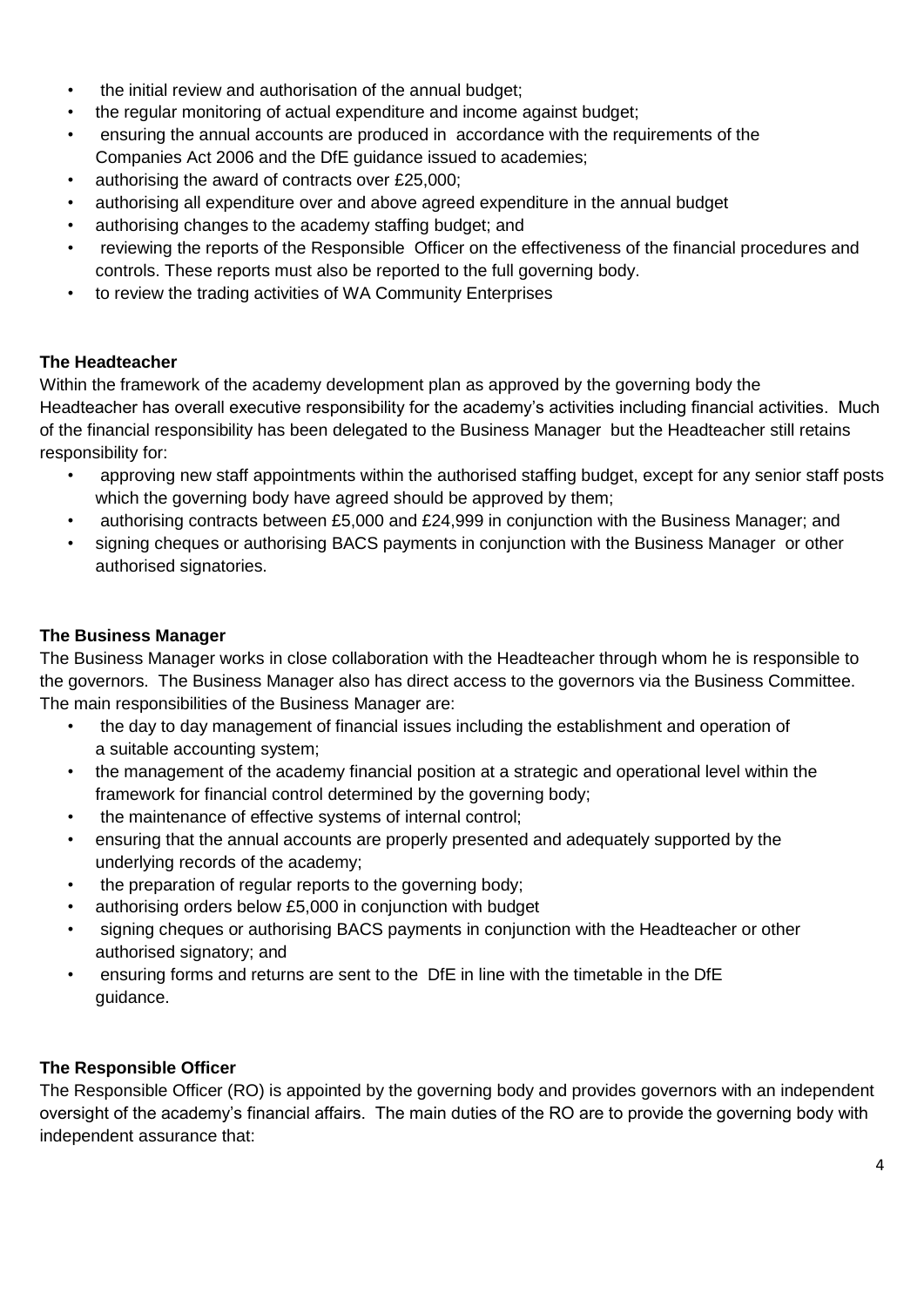- the initial review and authorisation of the annual budget;
- the regular monitoring of actual expenditure and income against budget;
- ensuring the annual accounts are produced in accordance with the requirements of the Companies Act 2006 and the DfE guidance issued to academies;
- authorising the award of contracts over £25,000;
- authorising all expenditure over and above agreed expenditure in the annual budget
- authorising changes to the academy staffing budget; and
- reviewing the reports of the Responsible Officer on the effectiveness of the financial procedures and controls. These reports must also be reported to the full governing body.
- to review the trading activities of WA Community Enterprises

**The Headteacher**

Within the framework of the academy development plan as approved by the governing body the Headteacher has overall executive responsibility for the academy's activities including financial activities. Much of the financial responsibility has been delegated to the Business Manager but the Headteacher still retains responsibility for:

- approving new staff appointments within the authorised staffing budget, except for any senior staff posts which the governing body have agreed should be approved by them;
- authorising contracts between £5,000 and £24,999 in conjunction with the Business Manager; and
- signing cheques or authorising BACS payments in conjunction with the Business Manager or other authorised signatories.

**The Business Manager**

The Business Manager works in close collaboration with the Headteacher through whom he is responsible to the governors. The Business Manager also has direct access to the governors via the Business Committee. The main responsibilities of the Business Manager are:

- the day to day management of financial issues including the establishment and operation of a suitable accounting system;
- the management of the academy financial position at a strategic and operational level within the framework for financial control determined by the governing body;
- the maintenance of effective systems of internal control;
- ensuring that the annual accounts are properly presented and adequately supported by the underlying records of the academy;
- the preparation of regular reports to the governing body;
- authorising orders below £5,000 in conjunction with budget
- signing cheques or authorising BACS payments in conjunction with the Headteacher or other authorised signatory; and
- ensuring forms and returns are sent to the DfE in line with the timetable in the DfE guidance.

**The Responsible Officer**

The Responsible Officer (RO) is appointed by the governing body and provides governors with an independent oversight of the academy's financial affairs. The main duties of the RO are to provide the governing body with independent assurance that: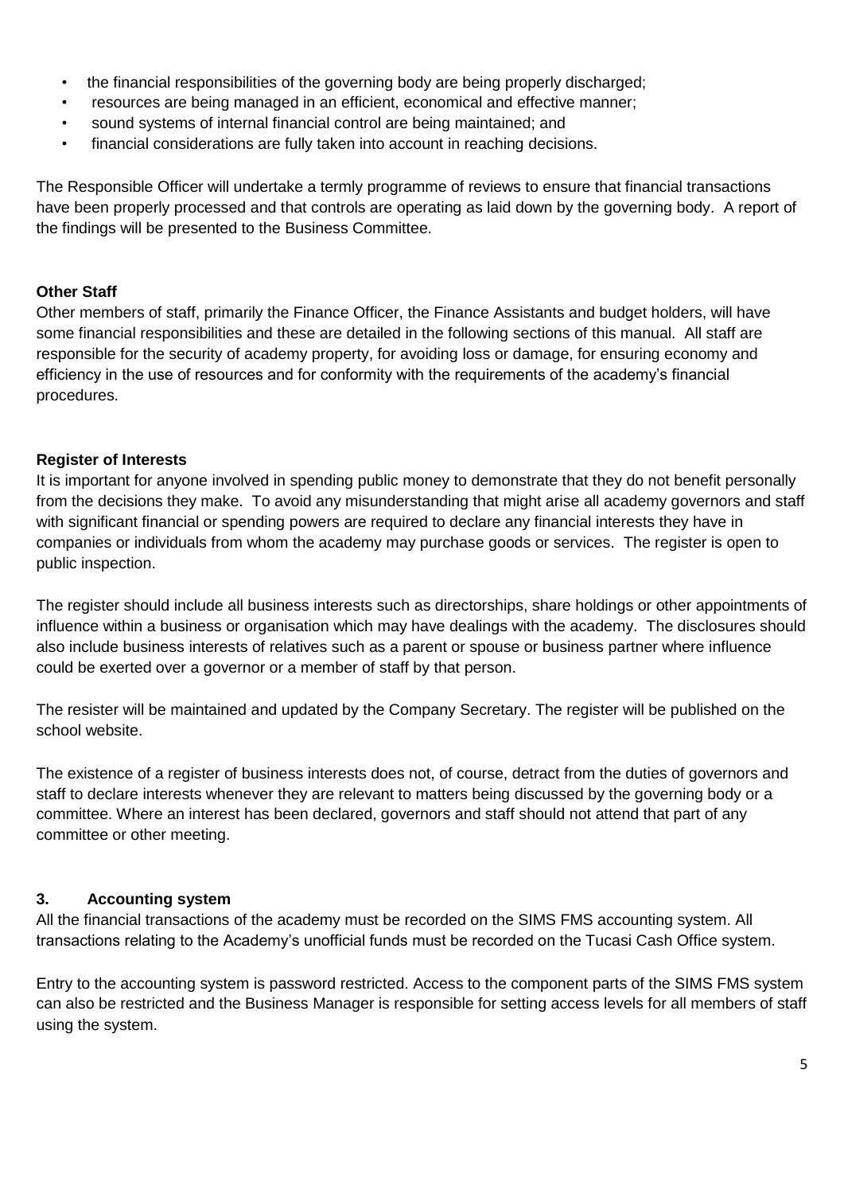- the financial responsibilities of the governing body are being properly discharged;
- resources are being managed in an efficient, economical and effective manner;
- sound systems of internal financial control are being maintained; and
- financial considerations are fully taken into account in reaching decisions.

The Responsible Officer will undertake a termly programme of reviews to ensure that financial transactions have been properly processed and that controls are operating as laid down by the governing body. A report of the findings will be presented to the Business Committee.

**Other Staff**

Other members of staff, primarily the Finance Officer, the Finance Assistants and budget holders, will have some financial responsibilities and these are detailed in the following sections of this manual. All staff are responsible for the security of academy property, for avoiding loss or damage, for ensuring economy and efficiency in the use of resources and for conformity with the requirements of the academy's financial procedures.

**Register of Interests**

It is important for anyone involved in spending public money to demonstrate that they do not benefit personally from the decisions they make. To avoid any misunderstanding that might arise all academy governors and staff with significant financial or spending powers are required to declare any financial interests they have in companies or individuals from whom the academy may purchase goods or services. The register is open to public inspection.

The register should include all business interests such as directorships, share holdings or other appointments of influence within a business or organisation which may have dealings with the academy. The disclosures should also include business interests of relatives such as a parent or spouse or business partner where influence could be exerted over a governor or a member of staff by that person.

The resister will be maintained and updated by the Company Secretary. The register will be published on the school website.

The existence of a register of business interests does not, of course, detract from the duties of governors and staff to declare interests whenever they are relevant to matters being discussed by the governing body or a committee. Where an interest has been declared, governors and staff should not attend that part of any committee or other meeting.

## 3. Accounting system

All the financial transactions of the academy must be recorded on the SIMS FMS accounting system. All transactions relating to the Academy's unofficial funds must be recorded on the Tucasi Cash Office system.

Entry to the accounting system is password restricted. Access to the component parts of the SIMS FMS system can also be restricted and the Business Manager is responsible for setting access levels for all members of staff using the system.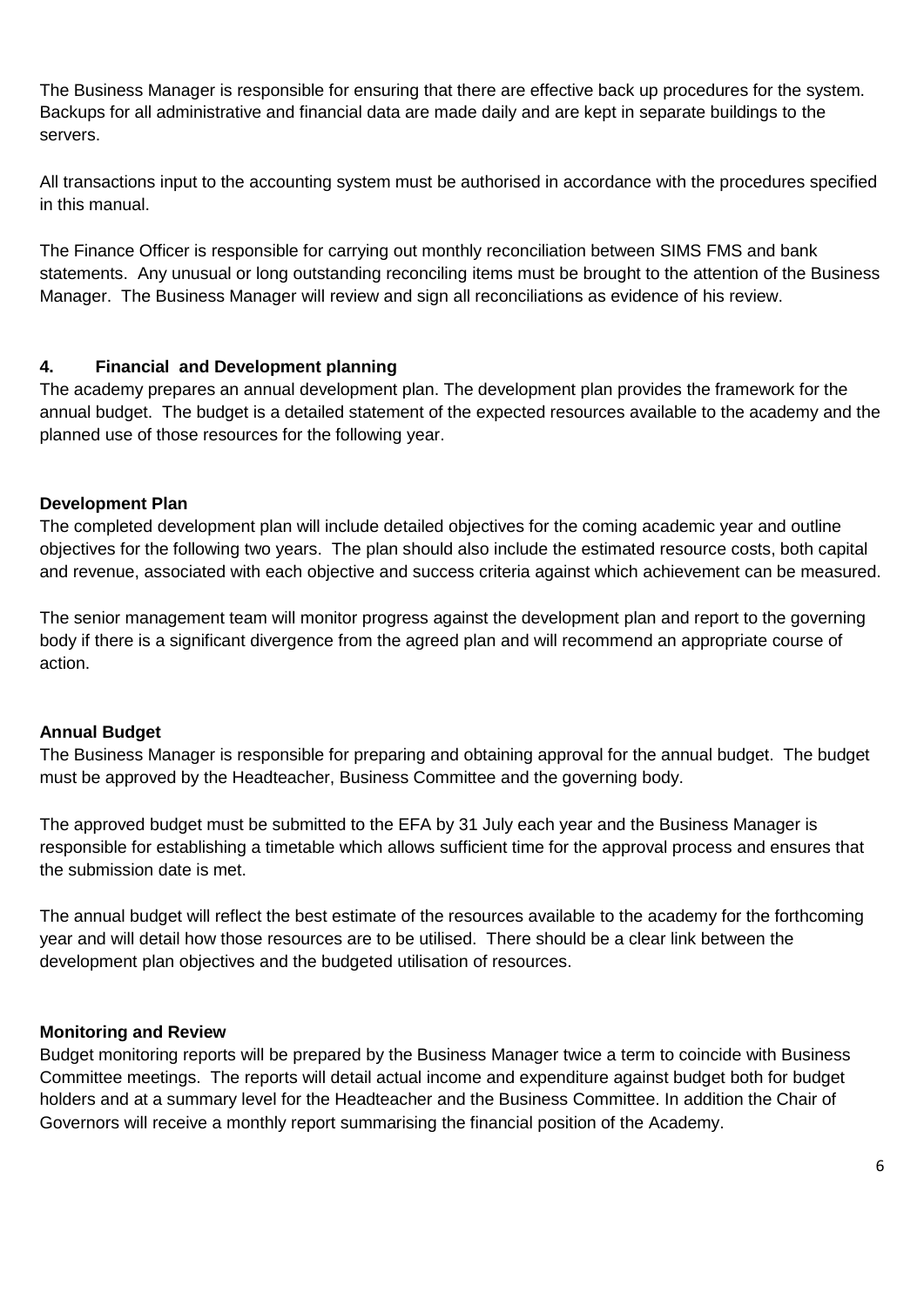The Business Manager is responsible for ensuring that there are effective back up procedures for the system. Backups for all administrative and financial data are made daily and are kept in separate buildings to the servers.

All transactions input to the accounting system must be authorised in accordance with the procedures specified in this manual.

The Finance Officer is responsible for carrying out monthly reconciliation between SIMS FMS and bank statements. Any unusual or long outstanding reconciling items must be brought to the attention of the Business Manager. The Business Manager will review and sign all reconciliations as evidence of his review.

## 4. Financial and Development planning

The academy prepares an annual development plan. The development plan provides the framework for the annual budget. The budget is a detailed statement of the expected resources available to the academy and the planned use of those resources for the following year.

### Development Plan

The completed development plan will include detailed objectives for the coming academic year and outline objectives for the following two years. The plan should also include the estimated resource costs, both capital and revenue, associated with each objective and success criteria against which achievement can be measured.

The senior management team will monitor progress against the development plan and report to the governing body if there is a significant divergence from the agreed plan and will recommend an appropriate course of action.

### Annual Budget

The Business Manager is responsible for preparing and obtaining approval for the annual budget. The budget must be approved by the Headteacher, Business Committee and the governing body.

The approved budget must be submitted to the EFA by 31 July each year and the Business Manager is responsible for establishing a timetable which allows sufficient time for the approval process and ensures that the submission date is met.

The annual budget will reflect the best estimate of the resources available to the academy for the forthcoming year and will detail how those resources are to be utilised. There should be a clear link between the development plan objectives and the budgeted utilisation of resources.

### Monitoring and Review

Budget monitoring reports will be prepared by the Business Manager twice a term to coincide with Business Committee meetings. The reports will detail actual income and expenditure against budget both for budget holders and at a summary level for the Headteacher and the Business Committee. In addition the Chair of Governors will receive a monthly report summarising the financial position of the Academy.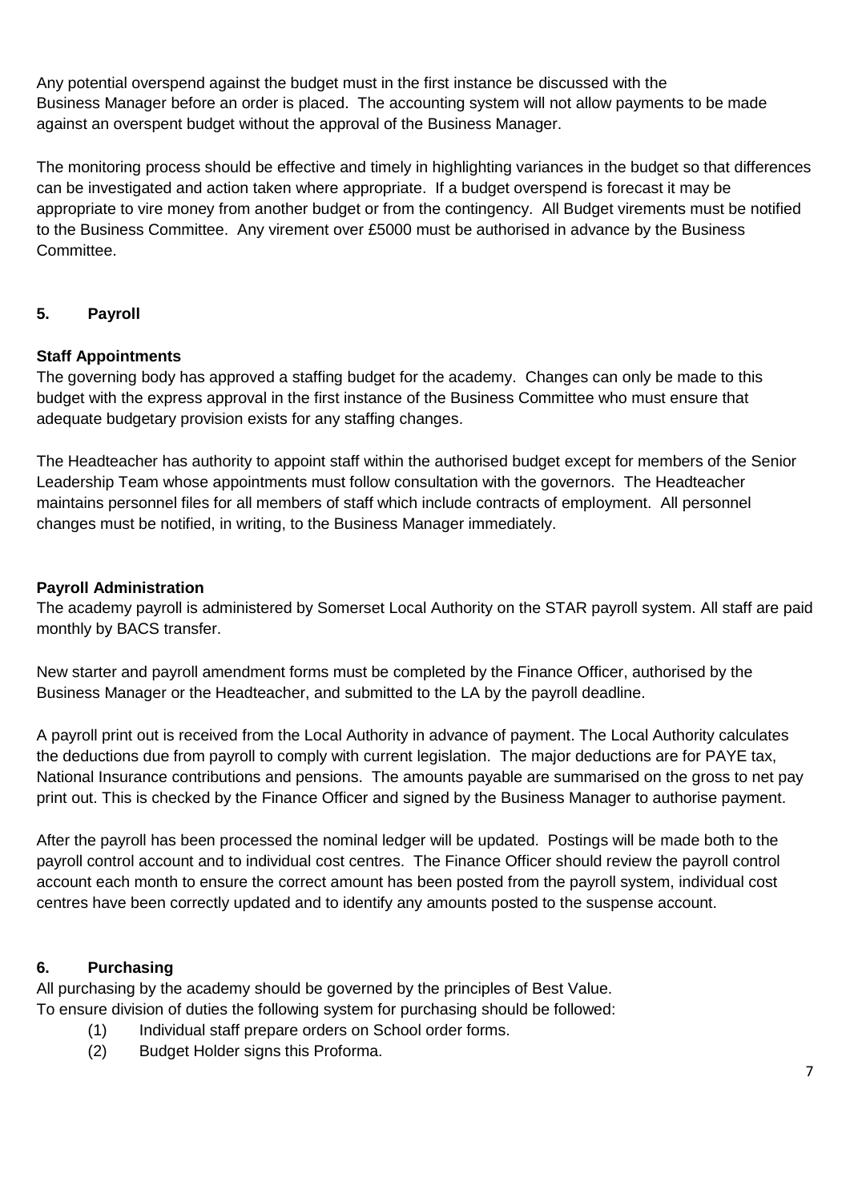Any potential overspend against the budget must in the first instance be discussed with the Business Manager before an order is placed. The accounting system will not allow payments to be made against an overspent budget without the approval of the Business Manager.

The monitoring process should be effective and timely in highlighting variances in the budget so that differences can be investigated and action taken where appropriate. If a budget overspend is forecast it may be appropriate to vire money from another budget or from the contingency. All Budget virements must be notified to the Business Committee. Any virement over £5000 must be authorised in advance by the Business Committee.

## 5. Payroll

### Staff Appointments

The governing body has approved a staffing budget for the academy. Changes can only be made to this budget with the express approval in the first instance of the Business Committee who must ensure that adequate budgetary provision exists for any staffing changes.

The Headteacher has authority to appoint staff within the authorised budget except for members of the Senior Leadership Team whose appointments must follow consultation with the governors. The Headteacher maintains personnel files for all members of staff which include contracts of employment. All personnel changes must be notified, in writing, to the Business Manager immediately.

### Payroll Administration

The academy payroll is administered by Somerset Local Authority on the STAR payroll system. All staff are paid monthly by BACS transfer.

New starter and payroll amendment forms must be completed by the Finance Officer, authorised by the Business Manager or the Headteacher, and submitted to the LA by the payroll deadline.

A payroll print out is received from the Local Authority in advance of payment. The Local Authority calculates the deductions due from payroll to comply with current legislation. The major deductions are for PAYE tax, National Insurance contributions and pensions. The amounts payable are summarised on the gross to net pay print out. This is checked by the Finance Officer and signed by the Business Manager to authorise payment.

After the payroll has been processed the nominal ledger will be updated. Postings will be made both to the payroll control account and to individual cost centres. The Finance Officer should review the payroll control account each month to ensure the correct amount has been posted from the payroll system, individual cost centres have been correctly updated and to identify any amounts posted to the suspense account.

## 6. Purchasing

All purchasing by the academy should be governed by the principles of Best Value.
To ensure division of duties the following system for purchasing should be followed:

(1) Individual staff prepare orders on School order forms.
(2) Budget Holder signs this Proforma.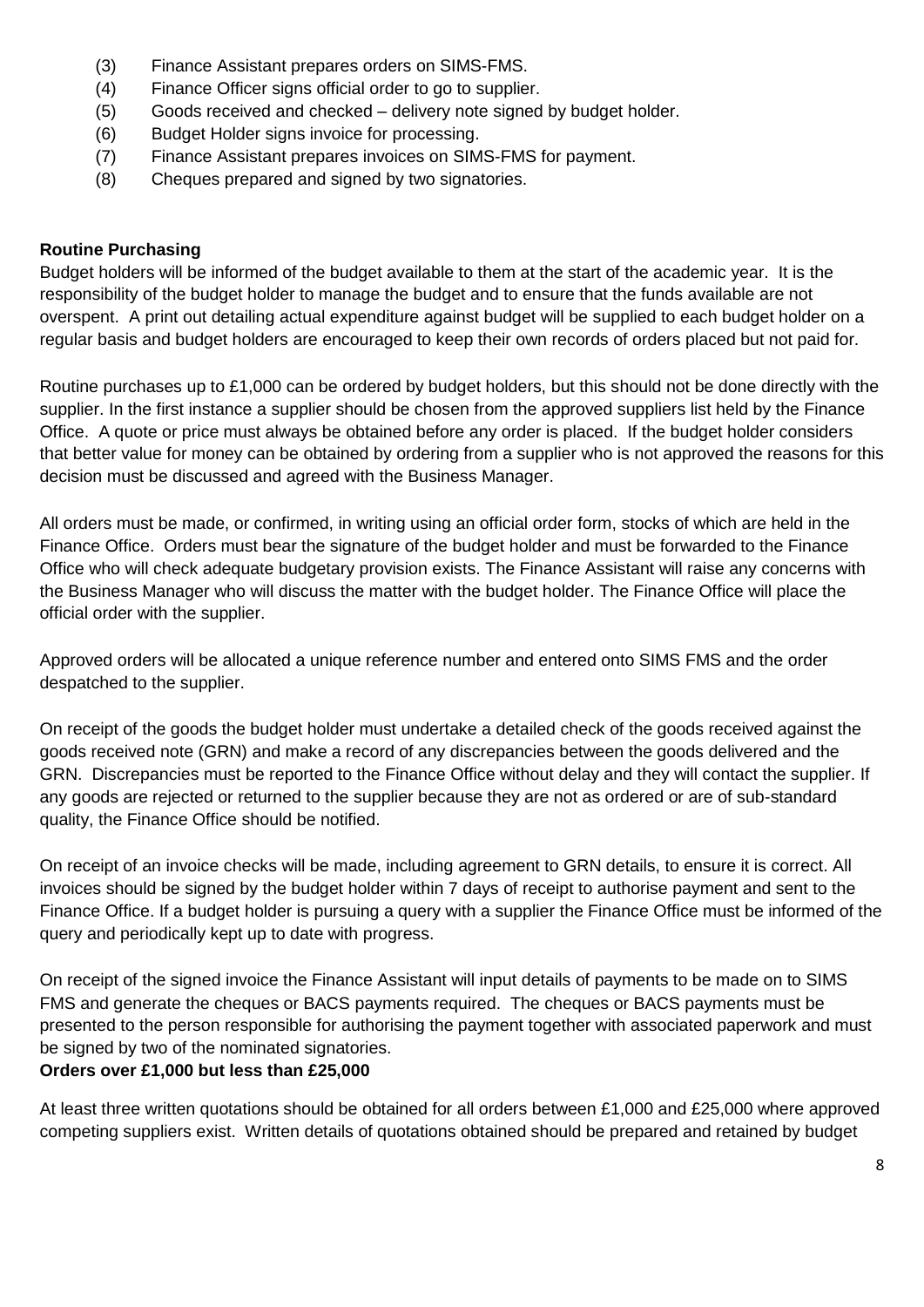(3) Finance Assistant prepares orders on SIMS-FMS.
(4) Finance Officer signs official order to go to supplier.
(5) Goods received and checked – delivery note signed by budget holder.
(6) Budget Holder signs invoice for processing.
(7) Finance Assistant prepares invoices on SIMS-FMS for payment.
(8) Cheques prepared and signed by two signatories.

**Routine Purchasing**

Budget holders will be informed of the budget available to them at the start of the academic year. It is the responsibility of the budget holder to manage the budget and to ensure that the funds available are not overspent. A print out detailing actual expenditure against budget will be supplied to each budget holder on a regular basis and budget holders are encouraged to keep their own records of orders placed but not paid for.

Routine purchases up to £1,000 can be ordered by budget holders, but this should not be done directly with the supplier. In the first instance a supplier should be chosen from the approved suppliers list held by the Finance Office. A quote or price must always be obtained before any order is placed. If the budget holder considers that better value for money can be obtained by ordering from a supplier who is not approved the reasons for this decision must be discussed and agreed with the Business Manager.

All orders must be made, or confirmed, in writing using an official order form, stocks of which are held in the Finance Office. Orders must bear the signature of the budget holder and must be forwarded to the Finance Office who will check adequate budgetary provision exists. The Finance Assistant will raise any concerns with the Business Manager who will discuss the matter with the budget holder. The Finance Office will place the official order with the supplier.

Approved orders will be allocated a unique reference number and entered onto SIMS FMS and the order despatched to the supplier.

On receipt of the goods the budget holder must undertake a detailed check of the goods received against the goods received note (GRN) and make a record of any discrepancies between the goods delivered and the GRN. Discrepancies must be reported to the Finance Office without delay and they will contact the supplier. If any goods are rejected or returned to the supplier because they are not as ordered or are of sub-standard quality, the Finance Office should be notified.

On receipt of an invoice checks will be made, including agreement to GRN details, to ensure it is correct. All invoices should be signed by the budget holder within 7 days of receipt to authorise payment and sent to the Finance Office. If a budget holder is pursuing a query with a supplier the Finance Office must be informed of the query and periodically kept up to date with progress.

On receipt of the signed invoice the Finance Assistant will input details of payments to be made on to SIMS FMS and generate the cheques or BACS payments required. The cheques or BACS payments must be presented to the person responsible for authorising the payment together with associated paperwork and must be signed by two of the nominated signatories.

**Orders over £1,000 but less than £25,000**

At least three written quotations should be obtained for all orders between £1,000 and £25,000 where approved competing suppliers exist. Written details of quotations obtained should be prepared and retained by budget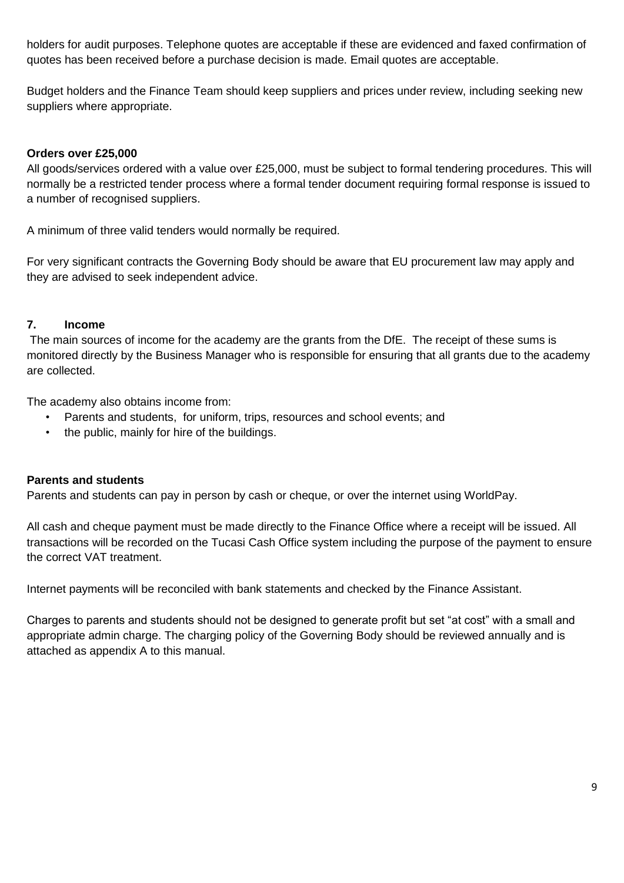holders for audit purposes. Telephone quotes are acceptable if these are evidenced and faxed confirmation of quotes has been received before a purchase decision is made. Email quotes are acceptable.

Budget holders and the Finance Team should keep suppliers and prices under review, including seeking new suppliers where appropriate.

**Orders over £25,000**

All goods/services ordered with a value over £25,000, must be subject to formal tendering procedures. This will normally be a restricted tender process where a formal tender document requiring formal response is issued to a number of recognised suppliers.

A minimum of three valid tenders would normally be required.

For very significant contracts the Governing Body should be aware that EU procurement law may apply and they are advised to seek independent advice.

## 7. Income

The main sources of income for the academy are the grants from the DfE. The receipt of these sums is monitored directly by the Business Manager who is responsible for ensuring that all grants due to the academy are collected.

The academy also obtains income from:

- Parents and students, for uniform, trips, resources and school events; and
- the public, mainly for hire of the buildings.

**Parents and students**

Parents and students can pay in person by cash or cheque, or over the internet using WorldPay.

All cash and cheque payment must be made directly to the Finance Office where a receipt will be issued. All transactions will be recorded on the Tucasi Cash Office system including the purpose of the payment to ensure the correct VAT treatment.

Internet payments will be reconciled with bank statements and checked by the Finance Assistant.

Charges to parents and students should not be designed to generate profit but set "at cost" with a small and appropriate admin charge. The charging policy of the Governing Body should be reviewed annually and is attached as appendix A to this manual.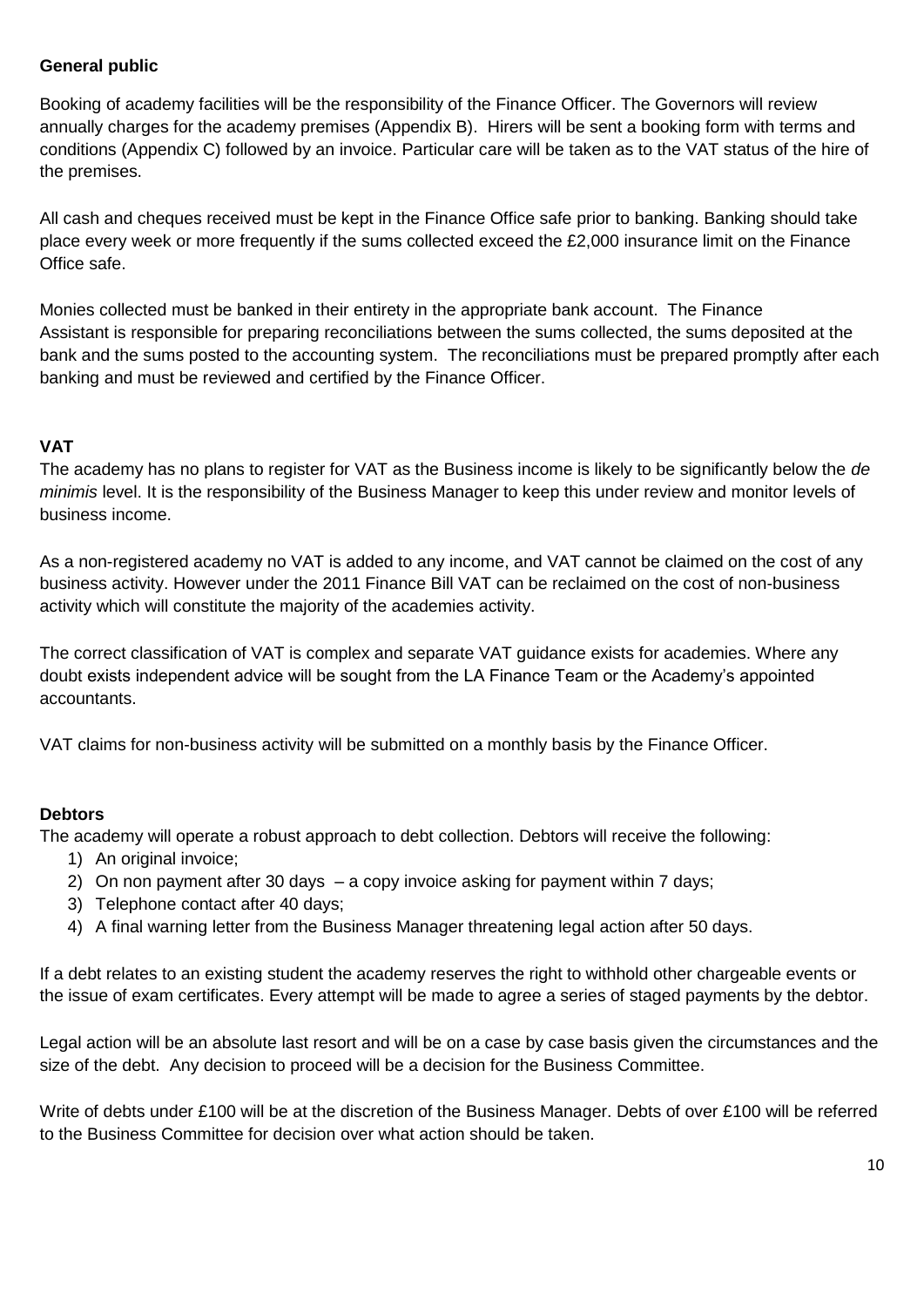**General public**

Booking of academy facilities will be the responsibility of the Finance Officer. The Governors will review annually charges for the academy premises (Appendix B). Hirers will be sent a booking form with terms and conditions (Appendix C) followed by an invoice. Particular care will be taken as to the VAT status of the hire of the premises.

All cash and cheques received must be kept in the Finance Office safe prior to banking. Banking should take place every week or more frequently if the sums collected exceed the £2,000 insurance limit on the Finance Office safe.

Monies collected must be banked in their entirety in the appropriate bank account. The Finance Assistant is responsible for preparing reconciliations between the sums collected, the sums deposited at the bank and the sums posted to the accounting system. The reconciliations must be prepared promptly after each banking and must be reviewed and certified by the Finance Officer.

**VAT**

The academy has no plans to register for VAT as the Business income is likely to be significantly below the *de minimis* level. It is the responsibility of the Business Manager to keep this under review and monitor levels of business income.

As a non-registered academy no VAT is added to any income, and VAT cannot be claimed on the cost of any business activity. However under the 2011 Finance Bill VAT can be reclaimed on the cost of non-business activity which will constitute the majority of the academies activity.

The correct classification of VAT is complex and separate VAT guidance exists for academies. Where any doubt exists independent advice will be sought from the LA Finance Team or the Academy's appointed accountants.

VAT claims for non-business activity will be submitted on a monthly basis by the Finance Officer.

**Debtors**

The academy will operate a robust approach to debt collection. Debtors will receive the following:

1) An original invoice;
2) On non payment after 30 days – a copy invoice asking for payment within 7 days;
3) Telephone contact after 40 days;
4) A final warning letter from the Business Manager threatening legal action after 50 days.

If a debt relates to an existing student the academy reserves the right to withhold other chargeable events or the issue of exam certificates. Every attempt will be made to agree a series of staged payments by the debtor.

Legal action will be an absolute last resort and will be on a case by case basis given the circumstances and the size of the debt. Any decision to proceed will be a decision for the Business Committee.

Write of debts under £100 will be at the discretion of the Business Manager. Debts of over £100 will be referred to the Business Committee for decision over what action should be taken.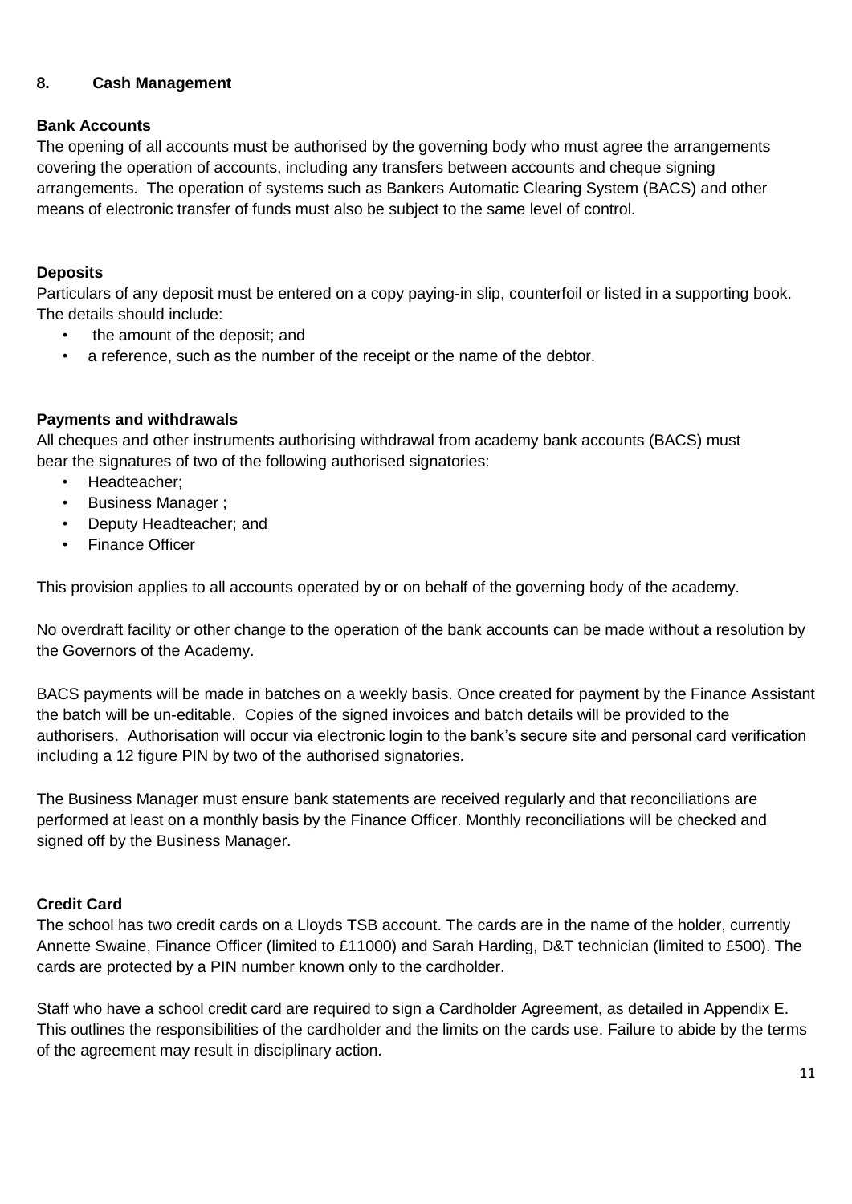## 8. Cash Management

**Bank Accounts**

The opening of all accounts must be authorised by the governing body who must agree the arrangements covering the operation of accounts, including any transfers between accounts and cheque signing arrangements. The operation of systems such as Bankers Automatic Clearing System (BACS) and other means of electronic transfer of funds must also be subject to the same level of control.

**Deposits**

Particulars of any deposit must be entered on a copy paying-in slip, counterfoil or listed in a supporting book. The details should include:

- the amount of the deposit; and
- a reference, such as the number of the receipt or the name of the debtor.

**Payments and withdrawals**

All cheques and other instruments authorising withdrawal from academy bank accounts (BACS) must bear the signatures of two of the following authorised signatories:

- Headteacher;
- Business Manager ;
- Deputy Headteacher; and
- Finance Officer

This provision applies to all accounts operated by or on behalf of the governing body of the academy.

No overdraft facility or other change to the operation of the bank accounts can be made without a resolution by the Governors of the Academy.

BACS payments will be made in batches on a weekly basis. Once created for payment by the Finance Assistant the batch will be un-editable. Copies of the signed invoices and batch details will be provided to the authorisers. Authorisation will occur via electronic login to the bank's secure site and personal card verification including a 12 figure PIN by two of the authorised signatories.

The Business Manager must ensure bank statements are received regularly and that reconciliations are performed at least on a monthly basis by the Finance Officer. Monthly reconciliations will be checked and signed off by the Business Manager.

**Credit Card**

The school has two credit cards on a Lloyds TSB account. The cards are in the name of the holder, currently Annette Swaine, Finance Officer (limited to £11000) and Sarah Harding, D&T technician (limited to £500). The cards are protected by a PIN number known only to the cardholder.

Staff who have a school credit card are required to sign a Cardholder Agreement, as detailed in Appendix E. This outlines the responsibilities of the cardholder and the limits on the cards use. Failure to abide by the terms of the agreement may result in disciplinary action.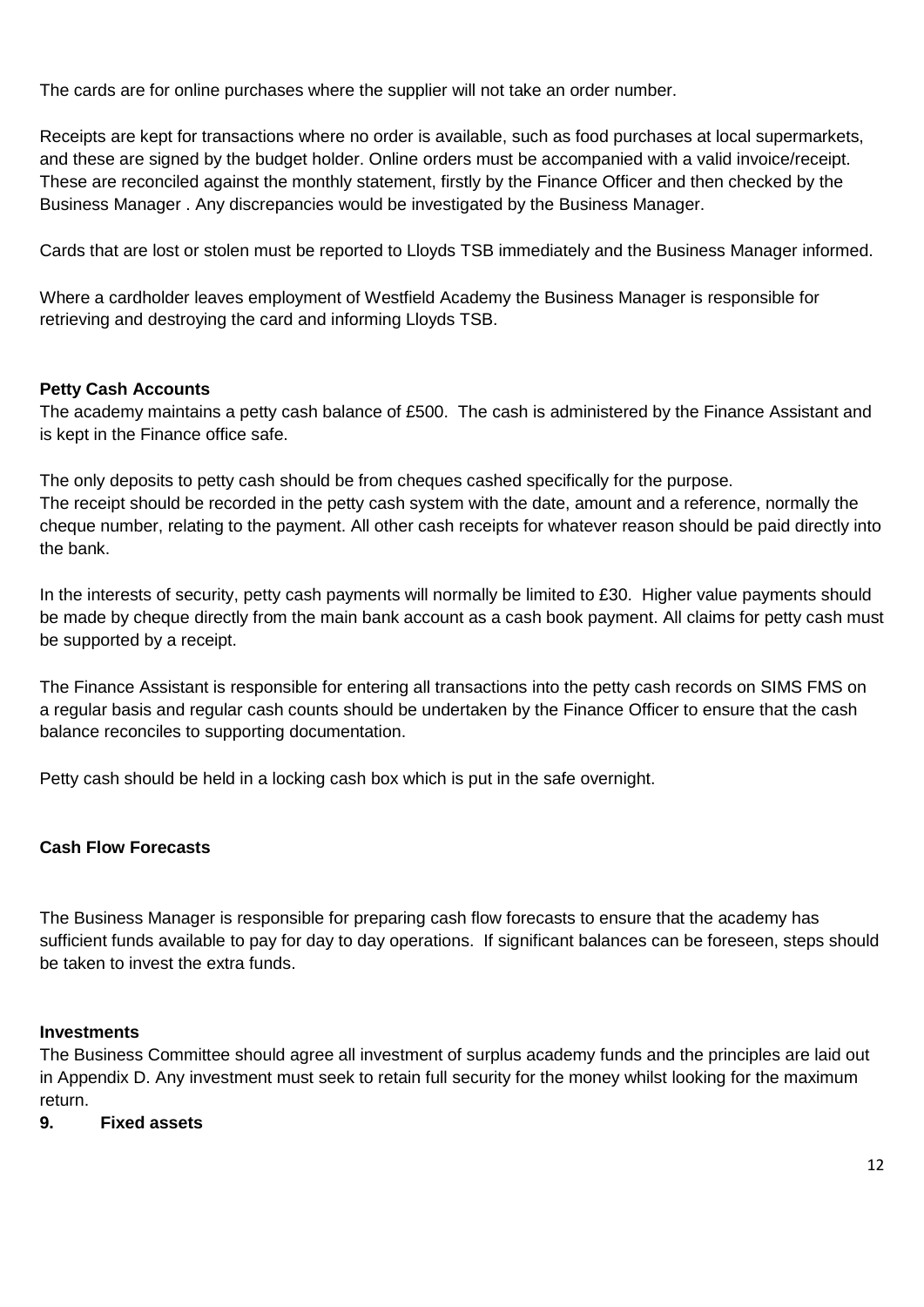The cards are for online purchases where the supplier will not take an order number.

Receipts are kept for transactions where no order is available, such as food purchases at local supermarkets, and these are signed by the budget holder. Online orders must be accompanied with a valid invoice/receipt. These are reconciled against the monthly statement, firstly by the Finance Officer and then checked by the Business Manager . Any discrepancies would be investigated by the Business Manager.

Cards that are lost or stolen must be reported to Lloyds TSB immediately and the Business Manager informed.

Where a cardholder leaves employment of Westfield Academy the Business Manager is responsible for retrieving and destroying the card and informing Lloyds TSB.

**Petty Cash Accounts**

The academy maintains a petty cash balance of £500. The cash is administered by the Finance Assistant and is kept in the Finance office safe.

The only deposits to petty cash should be from cheques cashed specifically for the purpose.
The receipt should be recorded in the petty cash system with the date, amount and a reference, normally the cheque number, relating to the payment. All other cash receipts for whatever reason should be paid directly into the bank.

In the interests of security, petty cash payments will normally be limited to £30. Higher value payments should be made by cheque directly from the main bank account as a cash book payment. All claims for petty cash must be supported by a receipt.

The Finance Assistant is responsible for entering all transactions into the petty cash records on SIMS FMS on a regular basis and regular cash counts should be undertaken by the Finance Officer to ensure that the cash balance reconciles to supporting documentation.

Petty cash should be held in a locking cash box which is put in the safe overnight.

**Cash Flow Forecasts**

The Business Manager is responsible for preparing cash flow forecasts to ensure that the academy has sufficient funds available to pay for day to day operations. If significant balances can be foreseen, steps should be taken to invest the extra funds.

**Investments**

The Business Committee should agree all investment of surplus academy funds and the principles are laid out in Appendix D. Any investment must seek to retain full security for the money whilst looking for the maximum return.

**9. Fixed assets**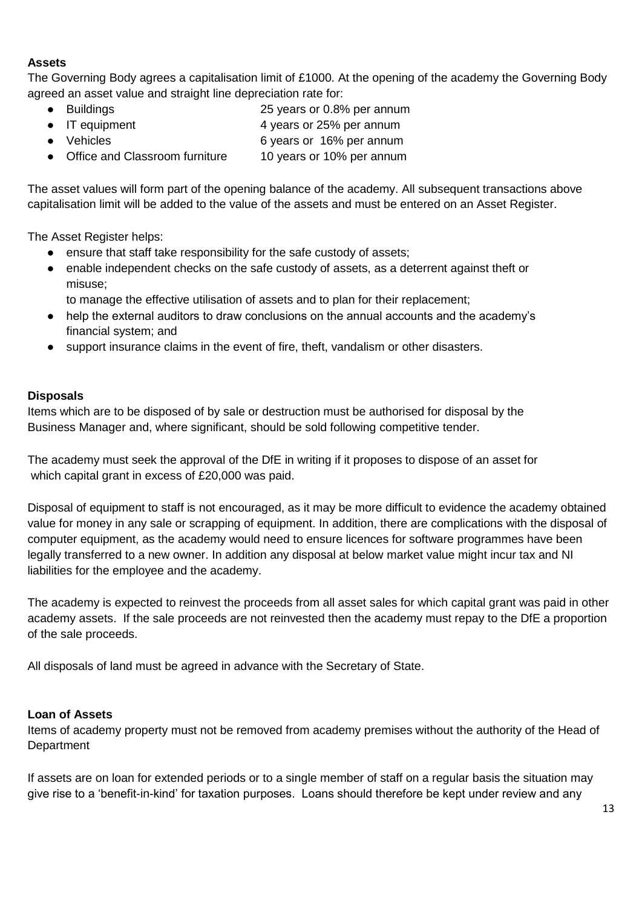**Assets**

The Governing Body agrees a capitalisation limit of £1000. At the opening of the academy the Governing Body agreed an asset value and straight line depreciation rate for:

- Buildings 25 years or 0.8% per annum
- IT equipment 4 years or 25% per annum
- Vehicles 6 years or 16% per annum
- Office and Classroom furniture 10 years or 10% per annum

The asset values will form part of the opening balance of the academy. All subsequent transactions above capitalisation limit will be added to the value of the assets and must be entered on an Asset Register.

The Asset Register helps:

- ensure that staff take responsibility for the safe custody of assets;
- enable independent checks on the safe custody of assets, as a deterrent against theft or misuse;
  to manage the effective utilisation of assets and to plan for their replacement;
- help the external auditors to draw conclusions on the annual accounts and the academy's financial system; and
- support insurance claims in the event of fire, theft, vandalism or other disasters.

**Disposals**

Items which are to be disposed of by sale or destruction must be authorised for disposal by the Business Manager and, where significant, should be sold following competitive tender.

The academy must seek the approval of the DfE in writing if it proposes to dispose of an asset for which capital grant in excess of £20,000 was paid.

Disposal of equipment to staff is not encouraged, as it may be more difficult to evidence the academy obtained value for money in any sale or scrapping of equipment. In addition, there are complications with the disposal of computer equipment, as the academy would need to ensure licences for software programmes have been legally transferred to a new owner. In addition any disposal at below market value might incur tax and NI liabilities for the employee and the academy.

The academy is expected to reinvest the proceeds from all asset sales for which capital grant was paid in other academy assets. If the sale proceeds are not reinvested then the academy must repay to the DfE a proportion of the sale proceeds.

All disposals of land must be agreed in advance with the Secretary of State.

**Loan of Assets**

Items of academy property must not be removed from academy premises without the authority of the Head of Department

If assets are on loan for extended periods or to a single member of staff on a regular basis the situation may give rise to a 'benefit-in-kind' for taxation purposes. Loans should therefore be kept under review and any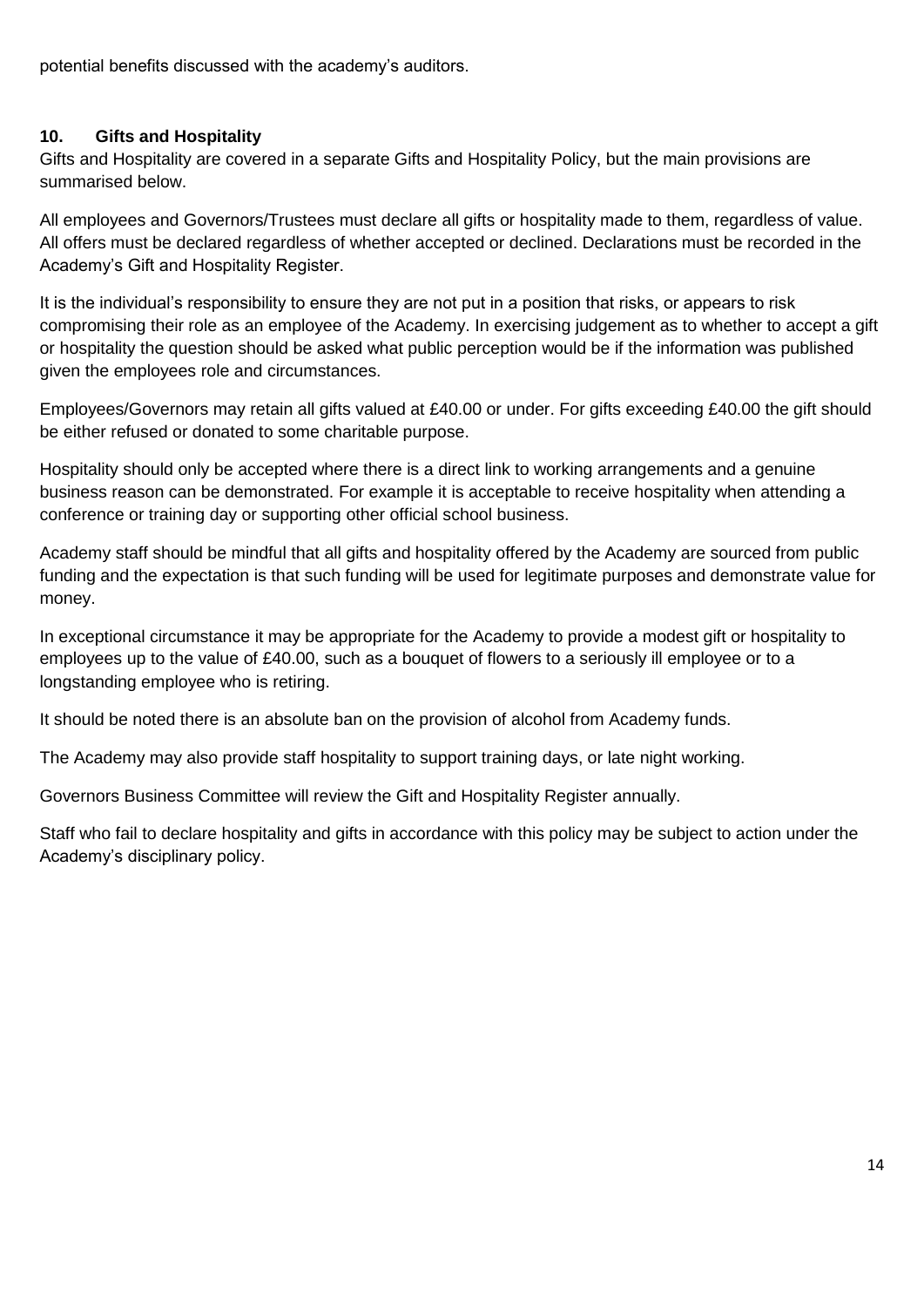potential benefits discussed with the academy's auditors.

## 10. Gifts and Hospitality

Gifts and Hospitality are covered in a separate Gifts and Hospitality Policy, but the main provisions are summarised below.

All employees and Governors/Trustees must declare all gifts or hospitality made to them, regardless of value. All offers must be declared regardless of whether accepted or declined. Declarations must be recorded in the Academy's Gift and Hospitality Register.

It is the individual's responsibility to ensure they are not put in a position that risks, or appears to risk compromising their role as an employee of the Academy. In exercising judgement as to whether to accept a gift or hospitality the question should be asked what public perception would be if the information was published given the employees role and circumstances.

Employees/Governors may retain all gifts valued at £40.00 or under. For gifts exceeding £40.00 the gift should be either refused or donated to some charitable purpose.

Hospitality should only be accepted where there is a direct link to working arrangements and a genuine business reason can be demonstrated. For example it is acceptable to receive hospitality when attending a conference or training day or supporting other official school business.

Academy staff should be mindful that all gifts and hospitality offered by the Academy are sourced from public funding and the expectation is that such funding will be used for legitimate purposes and demonstrate value for money.

In exceptional circumstance it may be appropriate for the Academy to provide a modest gift or hospitality to employees up to the value of £40.00, such as a bouquet of flowers to a seriously ill employee or to a longstanding employee who is retiring.

It should be noted there is an absolute ban on the provision of alcohol from Academy funds.

The Academy may also provide staff hospitality to support training days, or late night working.

Governors Business Committee will review the Gift and Hospitality Register annually.

Staff who fail to declare hospitality and gifts in accordance with this policy may be subject to action under the Academy's disciplinary policy.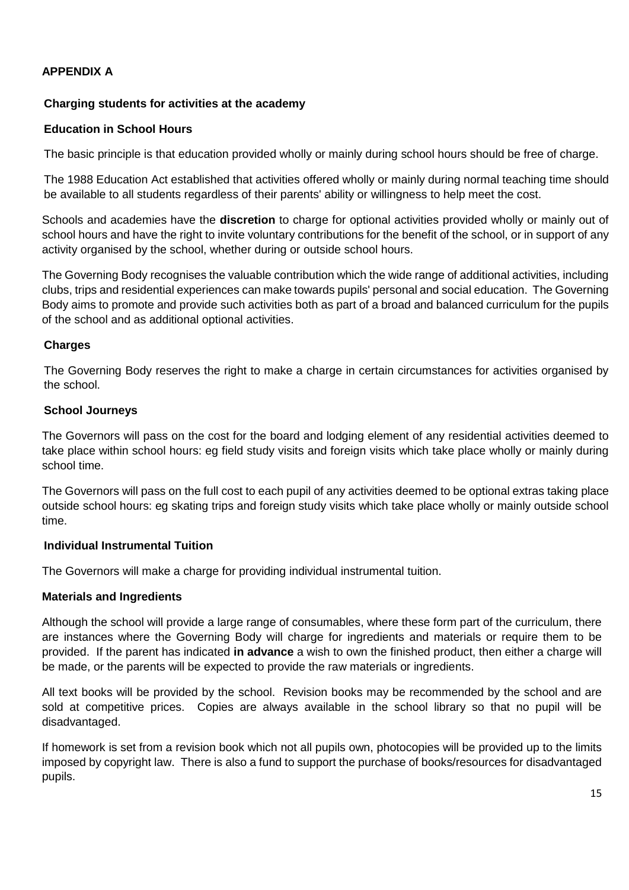## APPENDIX A

### Charging students for activities at the academy

### Education in School Hours

The basic principle is that education provided wholly or mainly during school hours should be free of charge.

The 1988 Education Act established that activities offered wholly or mainly during normal teaching time should be available to all students regardless of their parents' ability or willingness to help meet the cost.

Schools and academies have the **discretion** to charge for optional activities provided wholly or mainly out of school hours and have the right to invite voluntary contributions for the benefit of the school, or in support of any activity organised by the school, whether during or outside school hours.

The Governing Body recognises the valuable contribution which the wide range of additional activities, including clubs, trips and residential experiences can make towards pupils' personal and social education. The Governing Body aims to promote and provide such activities both as part of a broad and balanced curriculum for the pupils of the school and as additional optional activities.

### Charges

The Governing Body reserves the right to make a charge in certain circumstances for activities organised by the school.

### School Journeys

The Governors will pass on the cost for the board and lodging element of any residential activities deemed to take place within school hours: eg field study visits and foreign visits which take place wholly or mainly during school time.

The Governors will pass on the full cost to each pupil of any activities deemed to be optional extras taking place outside school hours: eg skating trips and foreign study visits which take place wholly or mainly outside school time.

### Individual Instrumental Tuition

The Governors will make a charge for providing individual instrumental tuition.

### Materials and Ingredients

Although the school will provide a large range of consumables, where these form part of the curriculum, there are instances where the Governing Body will charge for ingredients and materials or require them to be provided. If the parent has indicated **in advance** a wish to own the finished product, then either a charge will be made, or the parents will be expected to provide the raw materials or ingredients.

All text books will be provided by the school. Revision books may be recommended by the school and are sold at competitive prices. Copies are always available in the school library so that no pupil will be disadvantaged.

If homework is set from a revision book which not all pupils own, photocopies will be provided up to the limits imposed by copyright law. There is also a fund to support the purchase of books/resources for disadvantaged pupils.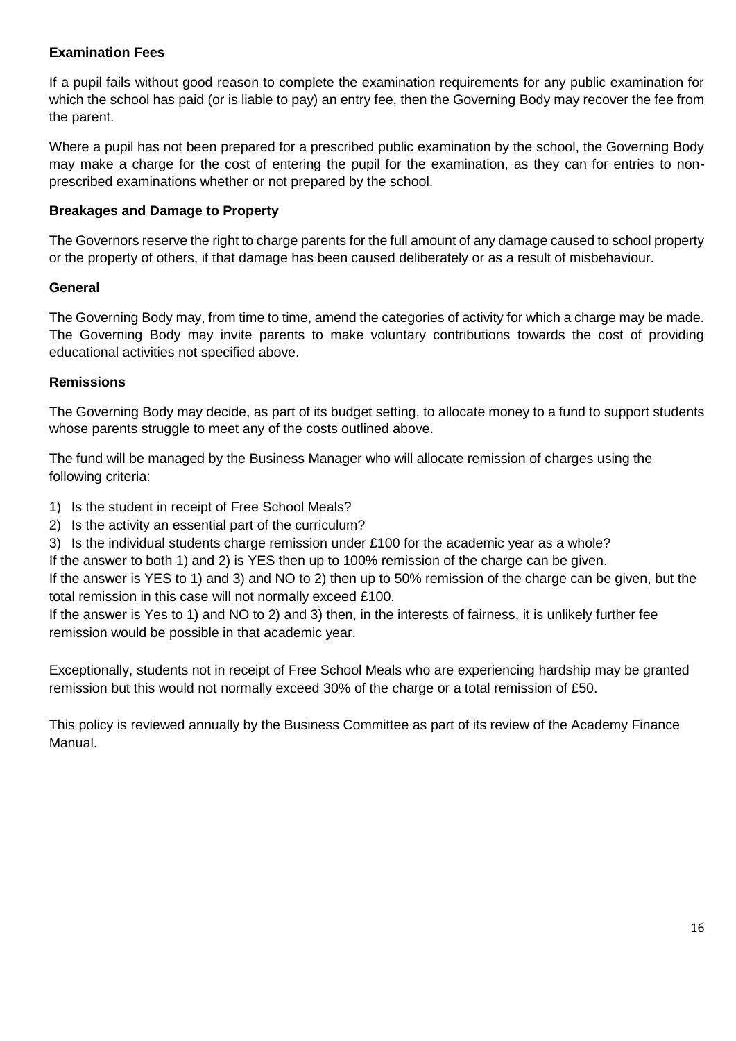**Examination Fees**

If a pupil fails without good reason to complete the examination requirements for any public examination for which the school has paid (or is liable to pay) an entry fee, then the Governing Body may recover the fee from the parent.

Where a pupil has not been prepared for a prescribed public examination by the school, the Governing Body may make a charge for the cost of entering the pupil for the examination, as they can for entries to non-prescribed examinations whether or not prepared by the school.

**Breakages and Damage to Property**

The Governors reserve the right to charge parents for the full amount of any damage caused to school property or the property of others, if that damage has been caused deliberately or as a result of misbehaviour.

**General**

The Governing Body may, from time to time, amend the categories of activity for which a charge may be made. The Governing Body may invite parents to make voluntary contributions towards the cost of providing educational activities not specified above.

**Remissions**

The Governing Body may decide, as part of its budget setting, to allocate money to a fund to support students whose parents struggle to meet any of the costs outlined above.

The fund will be managed by the Business Manager who will allocate remission of charges using the following criteria:

1) Is the student in receipt of Free School Meals?
2) Is the activity an essential part of the curriculum?
3) Is the individual students charge remission under £100 for the academic year as a whole?

If the answer to both 1) and 2) is YES then up to 100% remission of the charge can be given.
If the answer is YES to 1) and 3) and NO to 2) then up to 50% remission of the charge can be given, but the total remission in this case will not normally exceed £100.
If the answer is Yes to 1) and NO to 2) and 3) then, in the interests of fairness, it is unlikely further fee remission would be possible in that academic year.

Exceptionally, students not in receipt of Free School Meals who are experiencing hardship may be granted remission but this would not normally exceed 30% of the charge or a total remission of £50.

This policy is reviewed annually by the Business Committee as part of its review of the Academy Finance Manual.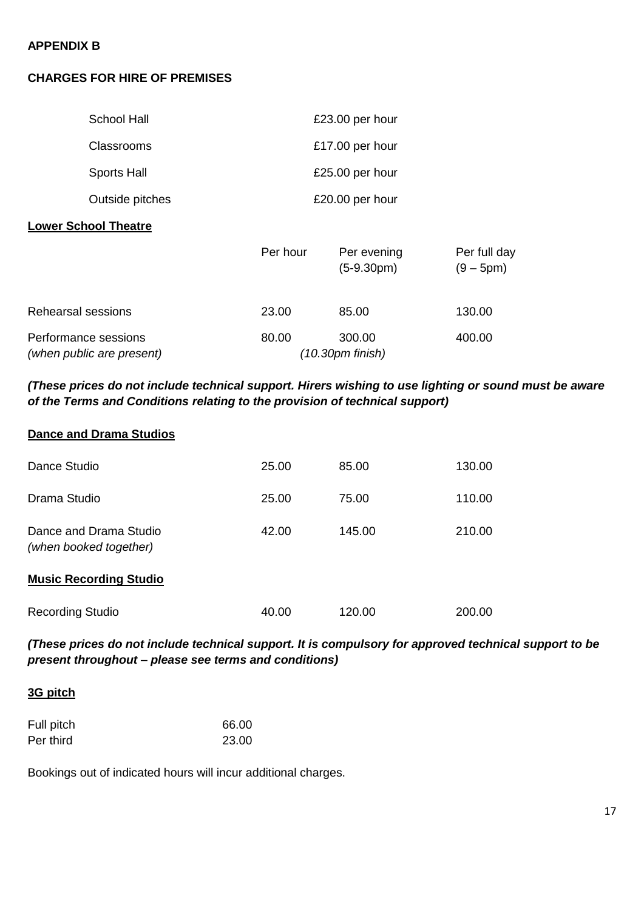**APPENDIX B**

**CHARGES FOR HIRE OF PREMISES**

| | |
|---|---|
| School Hall | £23.00 per hour |
| Classrooms | £17.00 per hour |
| Sports Hall | £25.00 per hour |
| Outside pitches | £20.00 per hour |

**Lower School Theatre**

| | Per hour | Per evening (5-9.30pm) | Per full day (9 – 5pm) |
|---|---|---|---|
| Rehearsal sessions | 23.00 | 85.00 | 130.00 |
| Performance sessions *(when public are present)* | 80.00 | 300.00 *(10.30pm finish)* | 400.00 |

***(These prices do not include technical support. Hirers wishing to use lighting or sound must be aware of the Terms and Conditions relating to the provision of technical support)***

**Dance and Drama Studios**

| | Per hour | Per evening (5-9.30pm) | Per full day (9 – 5pm) |
|---|---|---|---|
| Dance Studio | 25.00 | 85.00 | 130.00 |
| Drama Studio | 25.00 | 75.00 | 110.00 |
| Dance and Drama Studio *(when booked together)* | 42.00 | 145.00 | 210.00 |

**Music Recording Studio**

| | Per hour | Per evening (5-9.30pm) | Per full day (9 – 5pm) |
|---|---|---|---|
| Recording Studio | 40.00 | 120.00 | 200.00 |

***(These prices do not include technical support. It is compulsory for approved technical support to be present throughout – please see terms and conditions)***

**3G pitch**

| | |
|---|---|
| Full pitch | 66.00 |
| Per third | 23.00 |

Bookings out of indicated hours will incur additional charges.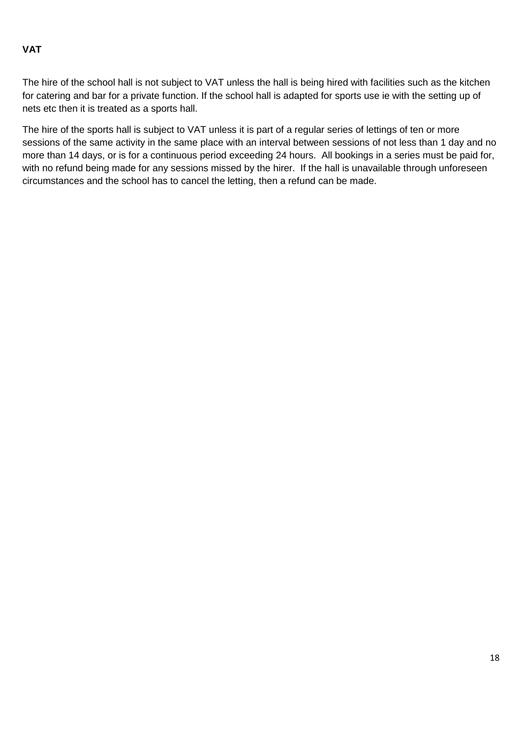**VAT**

The hire of the school hall is not subject to VAT unless the hall is being hired with facilities such as the kitchen for catering and bar for a private function. If the school hall is adapted for sports use ie with the setting up of nets etc then it is treated as a sports hall.

The hire of the sports hall is subject to VAT unless it is part of a regular series of lettings of ten or more sessions of the same activity in the same place with an interval between sessions of not less than 1 day and no more than 14 days, or is for a continuous period exceeding 24 hours. All bookings in a series must be paid for, with no refund being made for any sessions missed by the hirer. If the hall is unavailable through unforeseen circumstances and the school has to cancel the letting, then a refund can be made.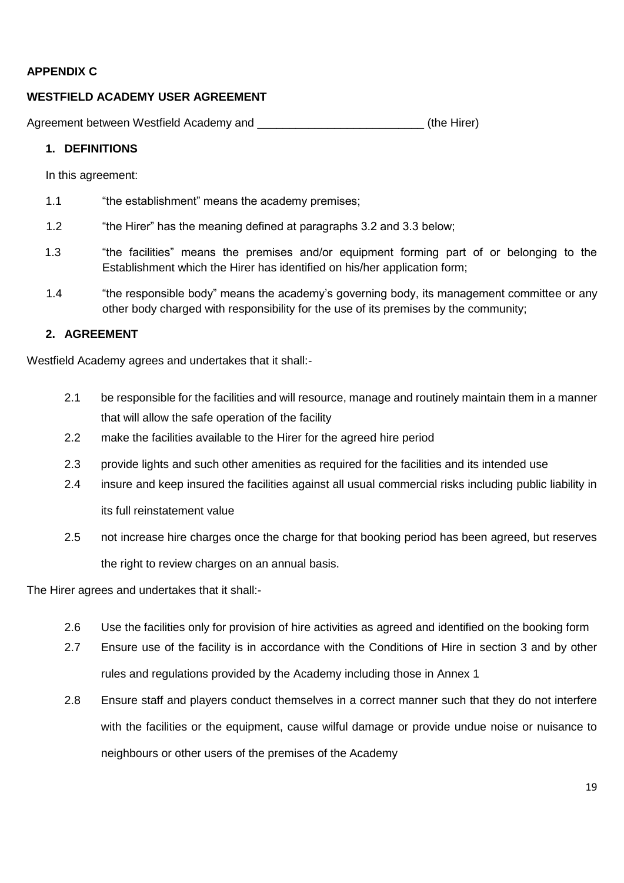**APPENDIX C**

**WESTFIELD ACADEMY USER AGREEMENT**

Agreement between Westfield Academy and __________________________ (the Hirer)

**1. DEFINITIONS**

In this agreement:

1.1 "the establishment" means the academy premises;

1.2 "the Hirer" has the meaning defined at paragraphs 3.2 and 3.3 below;

1.3 "the facilities" means the premises and/or equipment forming part of or belonging to the Establishment which the Hirer has identified on his/her application form;

1.4 "the responsible body" means the academy's governing body, its management committee or any other body charged with responsibility for the use of its premises by the community;

**2. AGREEMENT**

Westfield Academy agrees and undertakes that it shall:-

2.1 be responsible for the facilities and will resource, manage and routinely maintain them in a manner that will allow the safe operation of the facility

2.2 make the facilities available to the Hirer for the agreed hire period

2.3 provide lights and such other amenities as required for the facilities and its intended use

2.4 insure and keep insured the facilities against all usual commercial risks including public liability in its full reinstatement value

2.5 not increase hire charges once the charge for that booking period has been agreed, but reserves the right to review charges on an annual basis.

The Hirer agrees and undertakes that it shall:-

2.6 Use the facilities only for provision of hire activities as agreed and identified on the booking form

2.7 Ensure use of the facility is in accordance with the Conditions of Hire in section 3 and by other rules and regulations provided by the Academy including those in Annex 1

2.8 Ensure staff and players conduct themselves in a correct manner such that they do not interfere with the facilities or the equipment, cause wilful damage or provide undue noise or nuisance to neighbours or other users of the premises of the Academy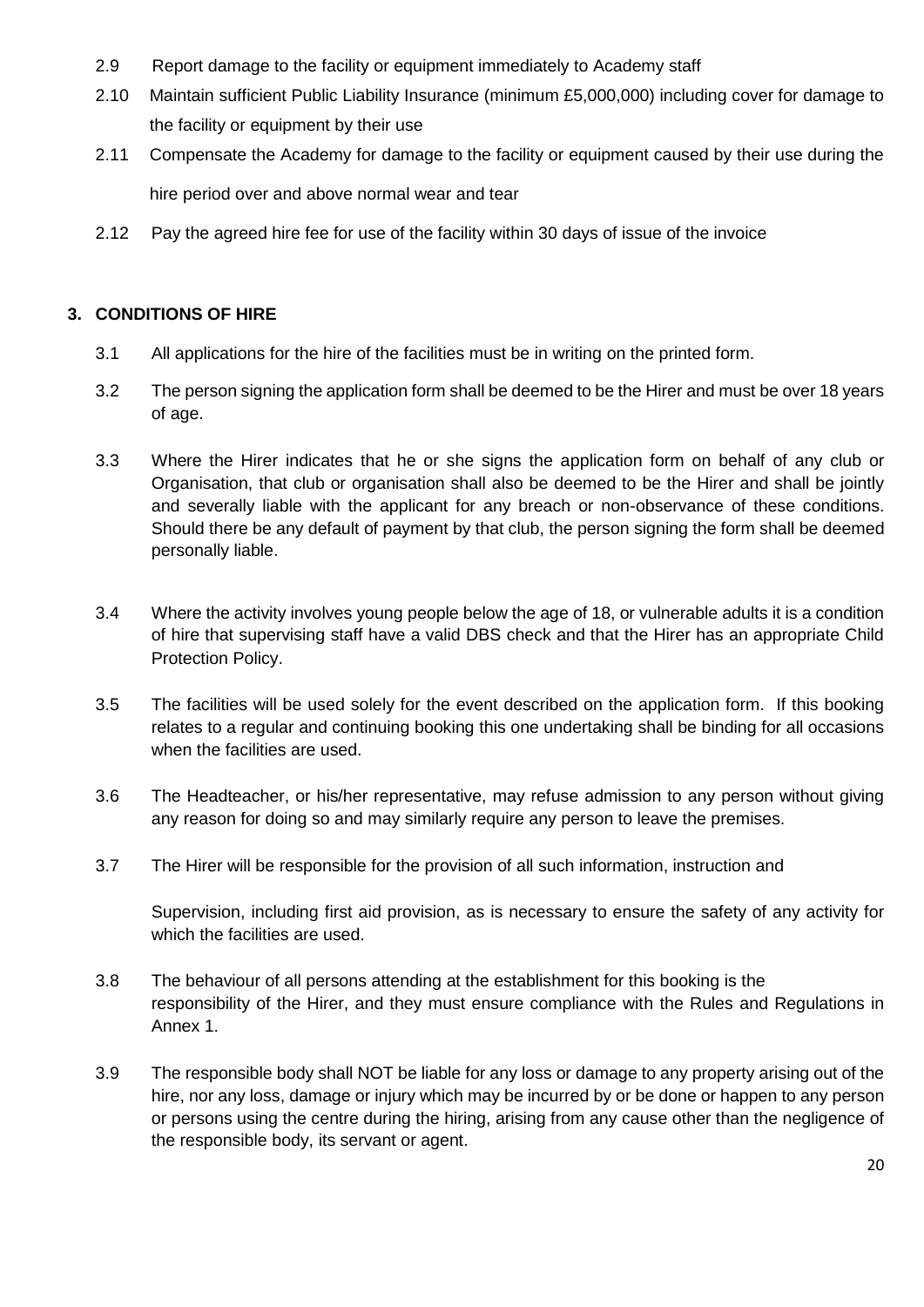2.9 Report damage to the facility or equipment immediately to Academy staff

2.10 Maintain sufficient Public Liability Insurance (minimum £5,000,000) including cover for damage to the facility or equipment by their use

2.11 Compensate the Academy for damage to the facility or equipment caused by their use during the hire period over and above normal wear and tear

2.12 Pay the agreed hire fee for use of the facility within 30 days of issue of the invoice

## 3. CONDITIONS OF HIRE

3.1 All applications for the hire of the facilities must be in writing on the printed form.

3.2 The person signing the application form shall be deemed to be the Hirer and must be over 18 years of age.

3.3 Where the Hirer indicates that he or she signs the application form on behalf of any club or Organisation, that club or organisation shall also be deemed to be the Hirer and shall be jointly and severally liable with the applicant for any breach or non-observance of these conditions. Should there be any default of payment by that club, the person signing the form shall be deemed personally liable.

3.4 Where the activity involves young people below the age of 18, or vulnerable adults it is a condition of hire that supervising staff have a valid DBS check and that the Hirer has an appropriate Child Protection Policy.

3.5 The facilities will be used solely for the event described on the application form. If this booking relates to a regular and continuing booking this one undertaking shall be binding for all occasions when the facilities are used.

3.6 The Headteacher, or his/her representative, may refuse admission to any person without giving any reason for doing so and may similarly require any person to leave the premises.

3.7 The Hirer will be responsible for the provision of all such information, instruction and

Supervision, including first aid provision, as is necessary to ensure the safety of any activity for which the facilities are used.

3.8 The behaviour of all persons attending at the establishment for this booking is the responsibility of the Hirer, and they must ensure compliance with the Rules and Regulations in Annex 1.

3.9 The responsible body shall NOT be liable for any loss or damage to any property arising out of the hire, nor any loss, damage or injury which may be incurred by or be done or happen to any person or persons using the centre during the hiring, arising from any cause other than the negligence of the responsible body, its servant or agent.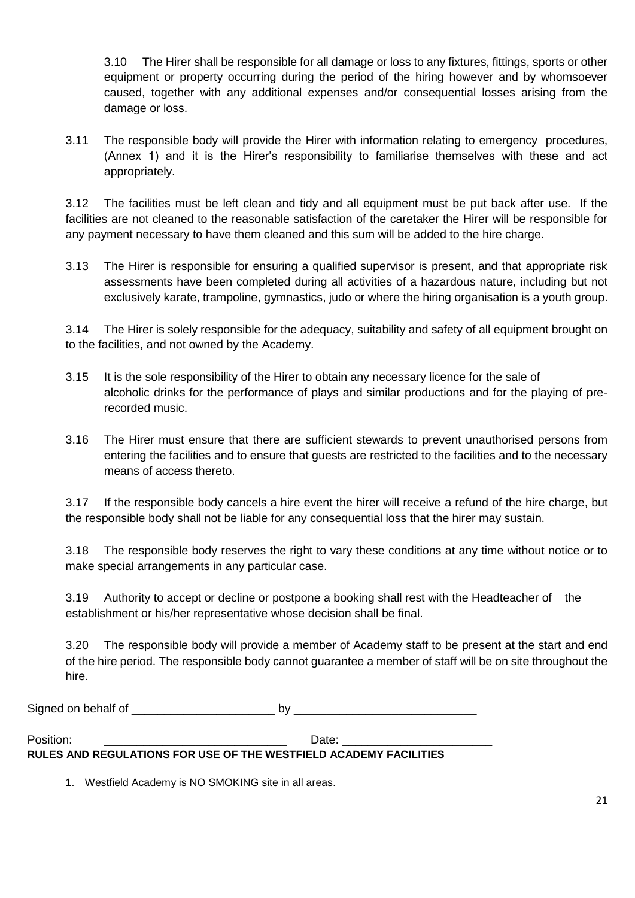3.10 The Hirer shall be responsible for all damage or loss to any fixtures, fittings, sports or other equipment or property occurring during the period of the hiring however and by whomsoever caused, together with any additional expenses and/or consequential losses arising from the damage or loss.

3.11 The responsible body will provide the Hirer with information relating to emergency procedures, (Annex 1) and it is the Hirer's responsibility to familiarise themselves with these and act appropriately.

3.12 The facilities must be left clean and tidy and all equipment must be put back after use. If the facilities are not cleaned to the reasonable satisfaction of the caretaker the Hirer will be responsible for any payment necessary to have them cleaned and this sum will be added to the hire charge.

3.13 The Hirer is responsible for ensuring a qualified supervisor is present, and that appropriate risk assessments have been completed during all activities of a hazardous nature, including but not exclusively karate, trampoline, gymnastics, judo or where the hiring organisation is a youth group.

3.14 The Hirer is solely responsible for the adequacy, suitability and safety of all equipment brought on to the facilities, and not owned by the Academy.

3.15 It is the sole responsibility of the Hirer to obtain any necessary licence for the sale of alcoholic drinks for the performance of plays and similar productions and for the playing of pre-recorded music.

3.16 The Hirer must ensure that there are sufficient stewards to prevent unauthorised persons from entering the facilities and to ensure that guests are restricted to the facilities and to the necessary means of access thereto.

3.17 If the responsible body cancels a hire event the hirer will receive a refund of the hire charge, but the responsible body shall not be liable for any consequential loss that the hirer may sustain.

3.18 The responsible body reserves the right to vary these conditions at any time without notice or to make special arrangements in any particular case.

3.19 Authority to accept or decline or postpone a booking shall rest with the Headteacher of the establishment or his/her representative whose decision shall be final.

3.20 The responsible body will provide a member of Academy staff to be present at the start and end of the hire period. The responsible body cannot guarantee a member of staff will be on site throughout the hire.

Signed on behalf of ______________________ by ____________________________

Position: ____________________________ Date: _______________________

**RULES AND REGULATIONS FOR USE OF THE WESTFIELD ACADEMY FACILITIES**

1. Westfield Academy is NO SMOKING site in all areas.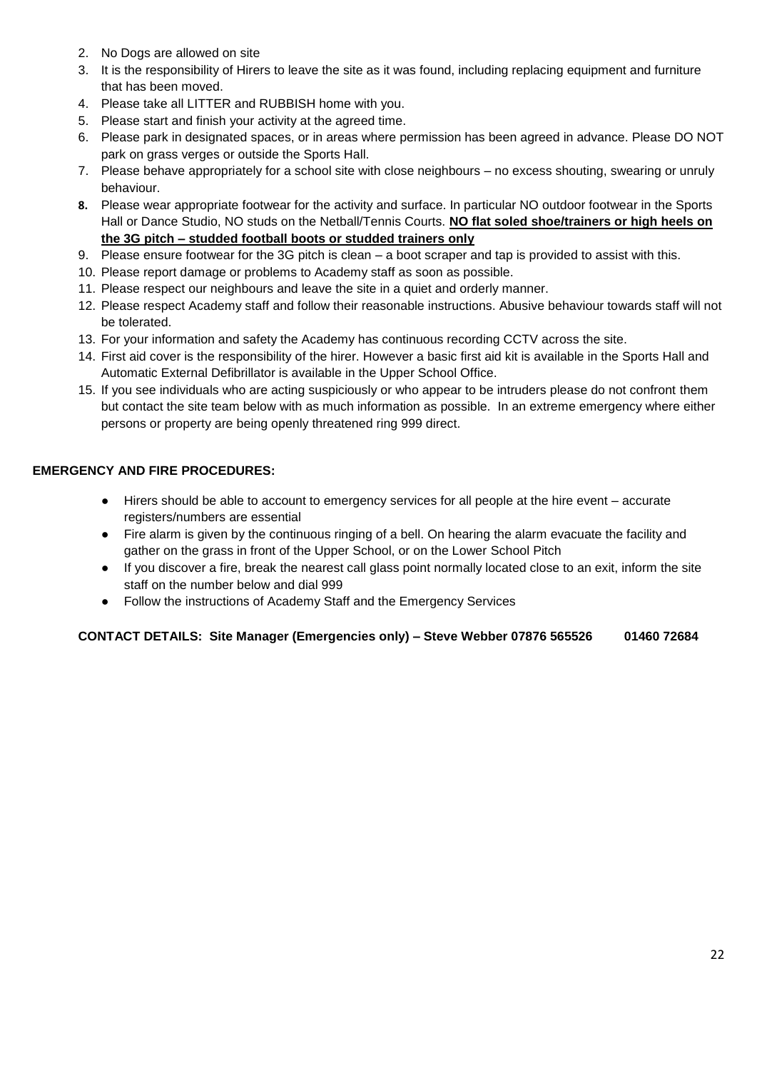2. No Dogs are allowed on site
3. It is the responsibility of Hirers to leave the site as it was found, including replacing equipment and furniture that has been moved.
4. Please take all LITTER and RUBBISH home with you.
5. Please start and finish your activity at the agreed time.
6. Please park in designated spaces, or in areas where permission has been agreed in advance. Please DO NOT park on grass verges or outside the Sports Hall.
7. Please behave appropriately for a school site with close neighbours – no excess shouting, swearing or unruly behaviour.
8. Please wear appropriate footwear for the activity and surface. In particular NO outdoor footwear in the Sports Hall or Dance Studio, NO studs on the Netball/Tennis Courts. **NO flat soled shoe/trainers or high heels on the 3G pitch – studded football boots or studded trainers only**
9. Please ensure footwear for the 3G pitch is clean – a boot scraper and tap is provided to assist with this.
10. Please report damage or problems to Academy staff as soon as possible.
11. Please respect our neighbours and leave the site in a quiet and orderly manner.
12. Please respect Academy staff and follow their reasonable instructions. Abusive behaviour towards staff will not be tolerated.
13. For your information and safety the Academy has continuous recording CCTV across the site.
14. First aid cover is the responsibility of the hirer. However a basic first aid kit is available in the Sports Hall and Automatic External Defibrillator is available in the Upper School Office.
15. If you see individuals who are acting suspiciously or who appear to be intruders please do not confront them but contact the site team below with as much information as possible. In an extreme emergency where either persons or property are being openly threatened ring 999 direct.

**EMERGENCY AND FIRE PROCEDURES:**

- Hirers should be able to account to emergency services for all people at the hire event – accurate registers/numbers are essential
- Fire alarm is given by the continuous ringing of a bell. On hearing the alarm evacuate the facility and gather on the grass in front of the Upper School, or on the Lower School Pitch
- If you discover a fire, break the nearest call glass point normally located close to an exit, inform the site staff on the number below and dial 999
- Follow the instructions of Academy Staff and the Emergency Services

**CONTACT DETAILS: Site Manager (Emergencies only) – Steve Webber 07876 565526 01460 72684**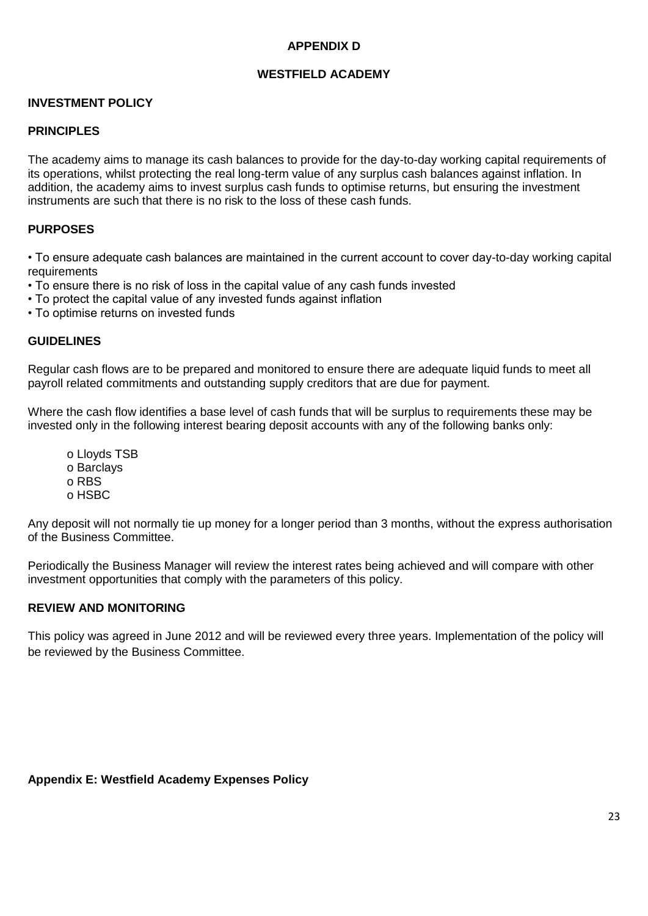# APPENDIX D

## WESTFIELD ACADEMY

### INVESTMENT POLICY

### PRINCIPLES

The academy aims to manage its cash balances to provide for the day-to-day working capital requirements of its operations, whilst protecting the real long-term value of any surplus cash balances against inflation. In addition, the academy aims to invest surplus cash funds to optimise returns, but ensuring the investment instruments are such that there is no risk to the loss of these cash funds.

### PURPOSES

- To ensure adequate cash balances are maintained in the current account to cover day-to-day working capital requirements
- To ensure there is no risk of loss in the capital value of any cash funds invested
- To protect the capital value of any invested funds against inflation
- To optimise returns on invested funds

### GUIDELINES

Regular cash flows are to be prepared and monitored to ensure there are adequate liquid funds to meet all payroll related commitments and outstanding supply creditors that are due for payment.

Where the cash flow identifies a base level of cash funds that will be surplus to requirements these may be invested only in the following interest bearing deposit accounts with any of the following banks only:

- Lloyds TSB
- Barclays
- RBS
- HSBC

Any deposit will not normally tie up money for a longer period than 3 months, without the express authorisation of the Business Committee.

Periodically the Business Manager will review the interest rates being achieved and will compare with other investment opportunities that comply with the parameters of this policy.

### REVIEW AND MONITORING

This policy was agreed in June 2012 and will be reviewed every three years. Implementation of the policy will be reviewed by the Business Committee.

**Appendix E: Westfield Academy Expenses Policy**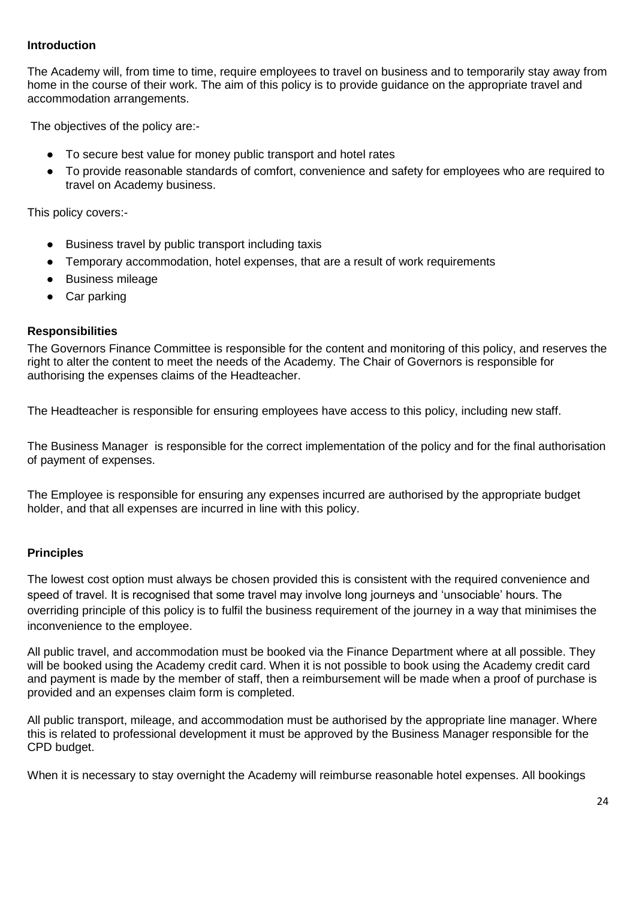**Introduction**

The Academy will, from time to time, require employees to travel on business and to temporarily stay away from home in the course of their work. The aim of this policy is to provide guidance on the appropriate travel and accommodation arrangements.

The objectives of the policy are:-

- To secure best value for money public transport and hotel rates
- To provide reasonable standards of comfort, convenience and safety for employees who are required to travel on Academy business.

This policy covers:-

- Business travel by public transport including taxis
- Temporary accommodation, hotel expenses, that are a result of work requirements
- Business mileage
- Car parking

**Responsibilities**

The Governors Finance Committee is responsible for the content and monitoring of this policy, and reserves the right to alter the content to meet the needs of the Academy. The Chair of Governors is responsible for authorising the expenses claims of the Headteacher.

The Headteacher is responsible for ensuring employees have access to this policy, including new staff.

The Business Manager is responsible for the correct implementation of the policy and for the final authorisation of payment of expenses.

The Employee is responsible for ensuring any expenses incurred are authorised by the appropriate budget holder, and that all expenses are incurred in line with this policy.

**Principles**

The lowest cost option must always be chosen provided this is consistent with the required convenience and speed of travel. It is recognised that some travel may involve long journeys and 'unsociable' hours. The overriding principle of this policy is to fulfil the business requirement of the journey in a way that minimises the inconvenience to the employee.

All public travel, and accommodation must be booked via the Finance Department where at all possible. They will be booked using the Academy credit card. When it is not possible to book using the Academy credit card and payment is made by the member of staff, then a reimbursement will be made when a proof of purchase is provided and an expenses claim form is completed.

All public transport, mileage, and accommodation must be authorised by the appropriate line manager. Where this is related to professional development it must be approved by the Business Manager responsible for the CPD budget.

When it is necessary to stay overnight the Academy will reimburse reasonable hotel expenses. All bookings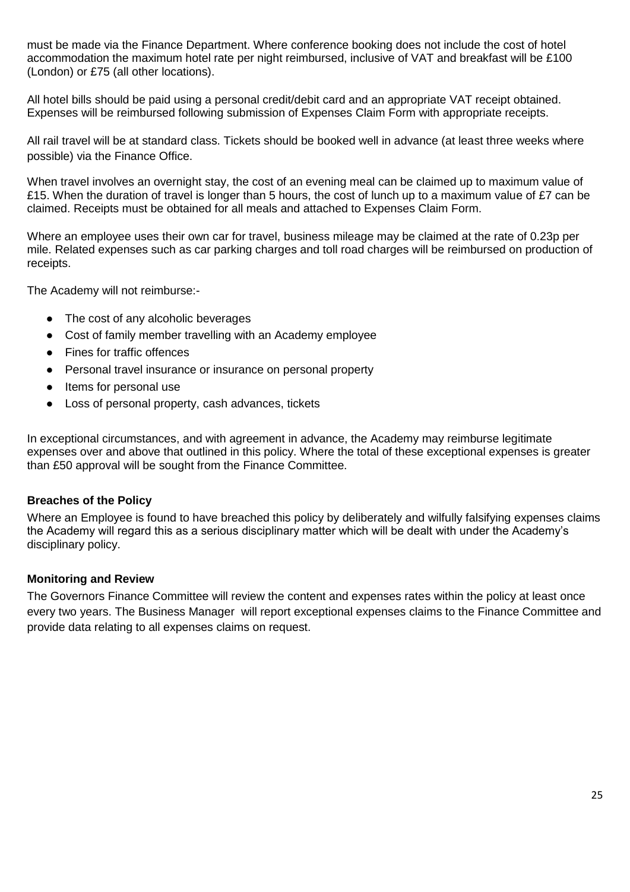must be made via the Finance Department. Where conference booking does not include the cost of hotel accommodation the maximum hotel rate per night reimbursed, inclusive of VAT and breakfast will be £100 (London) or £75 (all other locations).

All hotel bills should be paid using a personal credit/debit card and an appropriate VAT receipt obtained. Expenses will be reimbursed following submission of Expenses Claim Form with appropriate receipts.

All rail travel will be at standard class. Tickets should be booked well in advance (at least three weeks where possible) via the Finance Office.

When travel involves an overnight stay, the cost of an evening meal can be claimed up to maximum value of £15. When the duration of travel is longer than 5 hours, the cost of lunch up to a maximum value of £7 can be claimed. Receipts must be obtained for all meals and attached to Expenses Claim Form.

Where an employee uses their own car for travel, business mileage may be claimed at the rate of 0.23p per mile. Related expenses such as car parking charges and toll road charges will be reimbursed on production of receipts.

The Academy will not reimburse:-

- The cost of any alcoholic beverages
- Cost of family member travelling with an Academy employee
- Fines for traffic offences
- Personal travel insurance or insurance on personal property
- Items for personal use
- Loss of personal property, cash advances, tickets

In exceptional circumstances, and with agreement in advance, the Academy may reimburse legitimate expenses over and above that outlined in this policy. Where the total of these exceptional expenses is greater than £50 approval will be sought from the Finance Committee.

**Breaches of the Policy**

Where an Employee is found to have breached this policy by deliberately and wilfully falsifying expenses claims the Academy will regard this as a serious disciplinary matter which will be dealt with under the Academy's disciplinary policy.

**Monitoring and Review**

The Governors Finance Committee will review the content and expenses rates within the policy at least once every two years. The Business Manager will report exceptional expenses claims to the Finance Committee and provide data relating to all expenses claims on request.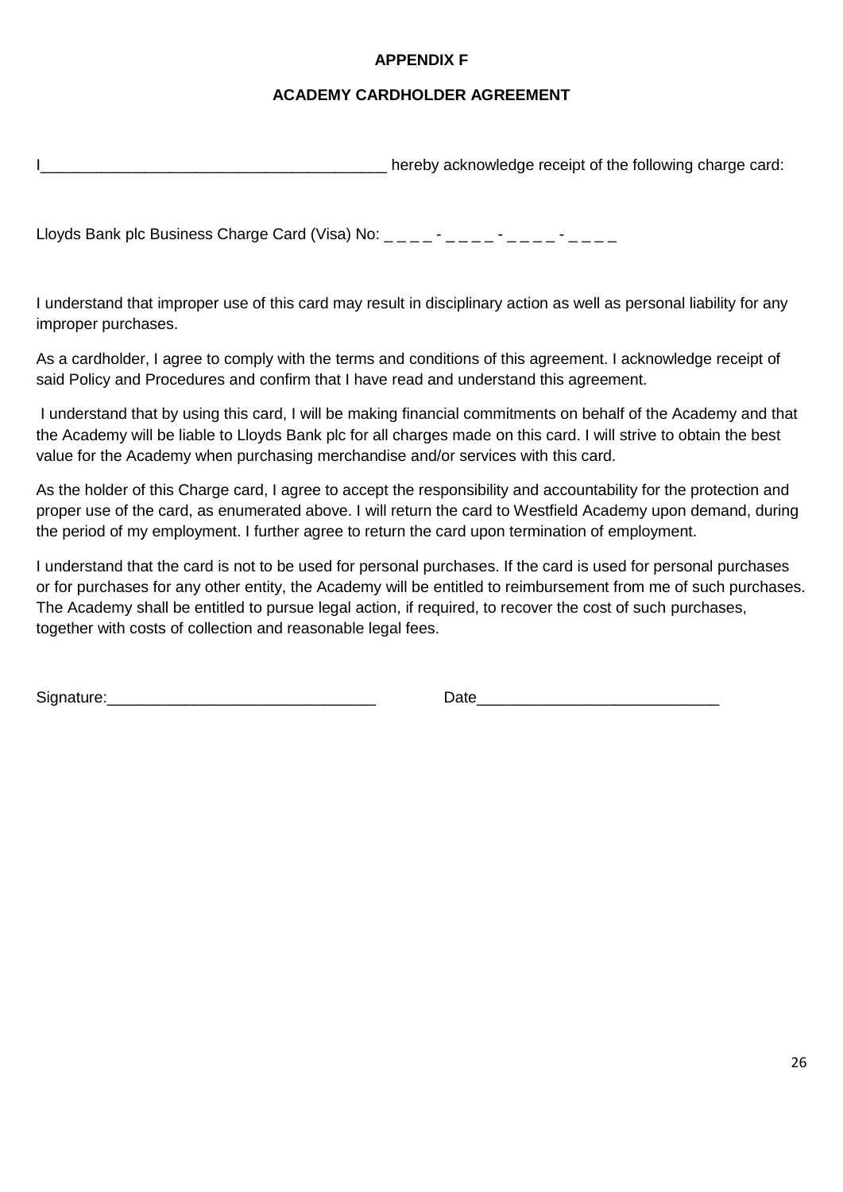**APPENDIX F**

**ACADEMY CARDHOLDER AGREEMENT**

I________________________________________ hereby acknowledge receipt of the following charge card:

Lloyds Bank plc Business Charge Card (Visa) No: _ _ _ _ - _ _ _ _ - _ _ _ _ - _ _ _ _

I understand that improper use of this card may result in disciplinary action as well as personal liability for any improper purchases.

As a cardholder, I agree to comply with the terms and conditions of this agreement. I acknowledge receipt of said Policy and Procedures and confirm that I have read and understand this agreement.

I understand that by using this card, I will be making financial commitments on behalf of the Academy and that the Academy will be liable to Lloyds Bank plc for all charges made on this card. I will strive to obtain the best value for the Academy when purchasing merchandise and/or services with this card.

As the holder of this Charge card, I agree to accept the responsibility and accountability for the protection and proper use of the card, as enumerated above. I will return the card to Westfield Academy upon demand, during the period of my employment. I further agree to return the card upon termination of employment.

I understand that the card is not to be used for personal purchases. If the card is used for personal purchases or for purchases for any other entity, the Academy will be entitled to reimbursement from me of such purchases. The Academy shall be entitled to pursue legal action, if required, to recover the cost of such purchases, together with costs of collection and reasonable legal fees.

Signature:_______________________________ Date____________________________